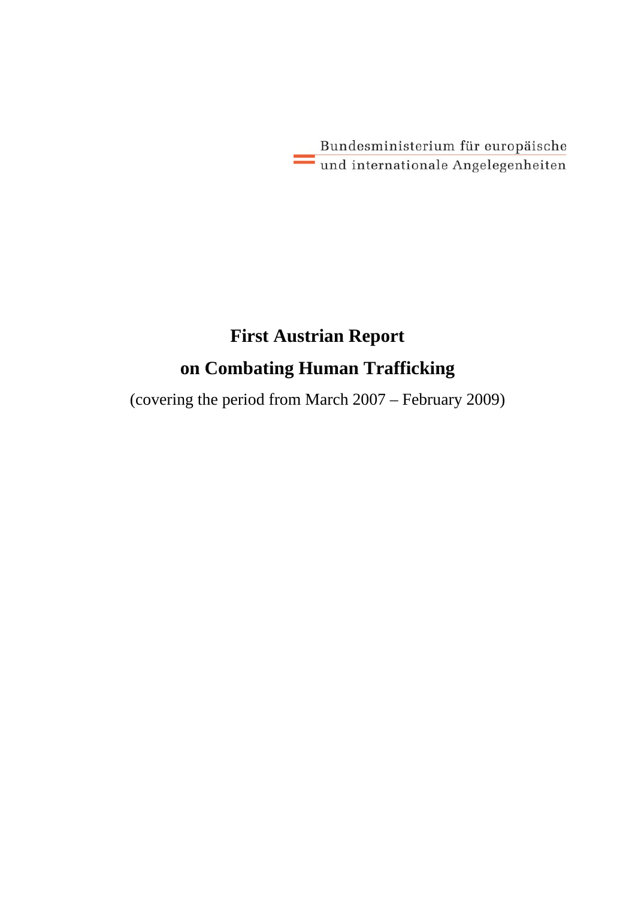Bundesministerium für europäische und internationale Angelegenheiten

# First Austrian Report on Combating Human Trafficking

(covering the period from March 2007 – February 2009)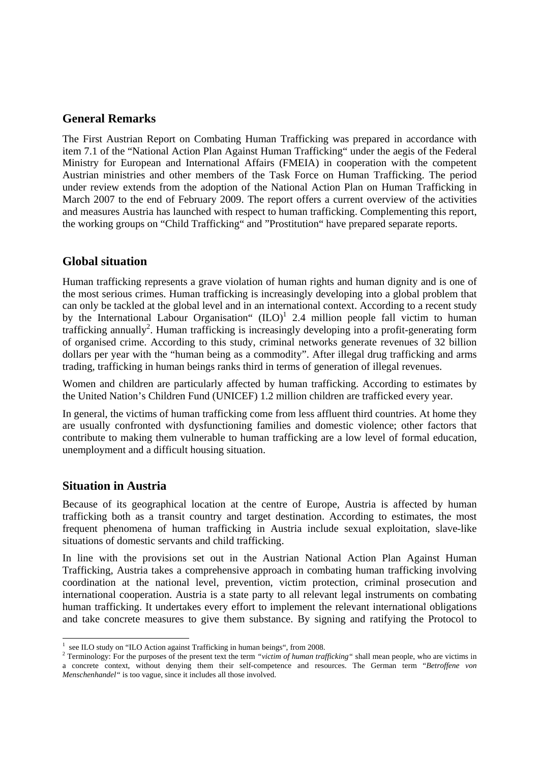## General Remarks

The First Austrian Report on Combating Human Trafficking was prepared in accordance with item 7.1 of the "National Action Plan Against Human Trafficking" under the aegis of the Federal Ministry for European and International Affairs (FMEIA) in cooperation with the competent Austrian ministries and other members of the Task Force on Human Trafficking. The period under review extends from the adoption of the National Action Plan on Human Trafficking in March 2007 to the end of February 2009. The report offers a current overview of the activities and measures Austria has launched with respect to human trafficking. Complementing this report, the working groups on "Child Trafficking" and "Prostitution" have prepared separate reports.

## Global situation

Human trafficking represents a grave violation of human rights and human dignity and is one of the most serious crimes. Human trafficking is increasingly developing into a global problem that can only be tackled at the global level and in an international context. According to a recent study by the International Labour Organisation" (ILO)[1] 2.4 million people fall victim to human trafficking annually[2]. Human trafficking is increasingly developing into a profit-generating form of organised crime. According to this study, criminal networks generate revenues of 32 billion dollars per year with the "human being as a commodity". After illegal drug trafficking and arms trading, trafficking in human beings ranks third in terms of generation of illegal revenues.

Women and children are particularly affected by human trafficking. According to estimates by the United Nation's Children Fund (UNICEF) 1.2 million children are trafficked every year.

In general, the victims of human trafficking come from less affluent third countries. At home they are usually confronted with dysfunctioning families and domestic violence; other factors that contribute to making them vulnerable to human trafficking are a low level of formal education, unemployment and a difficult housing situation.

## Situation in Austria

Because of its geographical location at the centre of Europe, Austria is affected by human trafficking both as a transit country and target destination. According to estimates, the most frequent phenomena of human trafficking in Austria include sexual exploitation, slave-like situations of domestic servants and child trafficking.

In line with the provisions set out in the Austrian National Action Plan Against Human Trafficking, Austria takes a comprehensive approach in combating human trafficking involving coordination at the national level, prevention, victim protection, criminal prosecution and international cooperation. Austria is a state party to all relevant legal instruments on combating human trafficking. It undertakes every effort to implement the relevant international obligations and take concrete measures to give them substance. By signing and ratifying the Protocol to

---

[1] see ILO study on "ILO Action against Trafficking in human beings", from 2008.

[2] Terminology: For the purposes of the present text the term *"victim of human trafficking"* shall mean people, who are victims in a concrete context, without denying them their self-competence and resources. The German term "*Betroffene von Menschenhandel"* is too vague, since it includes all those involved.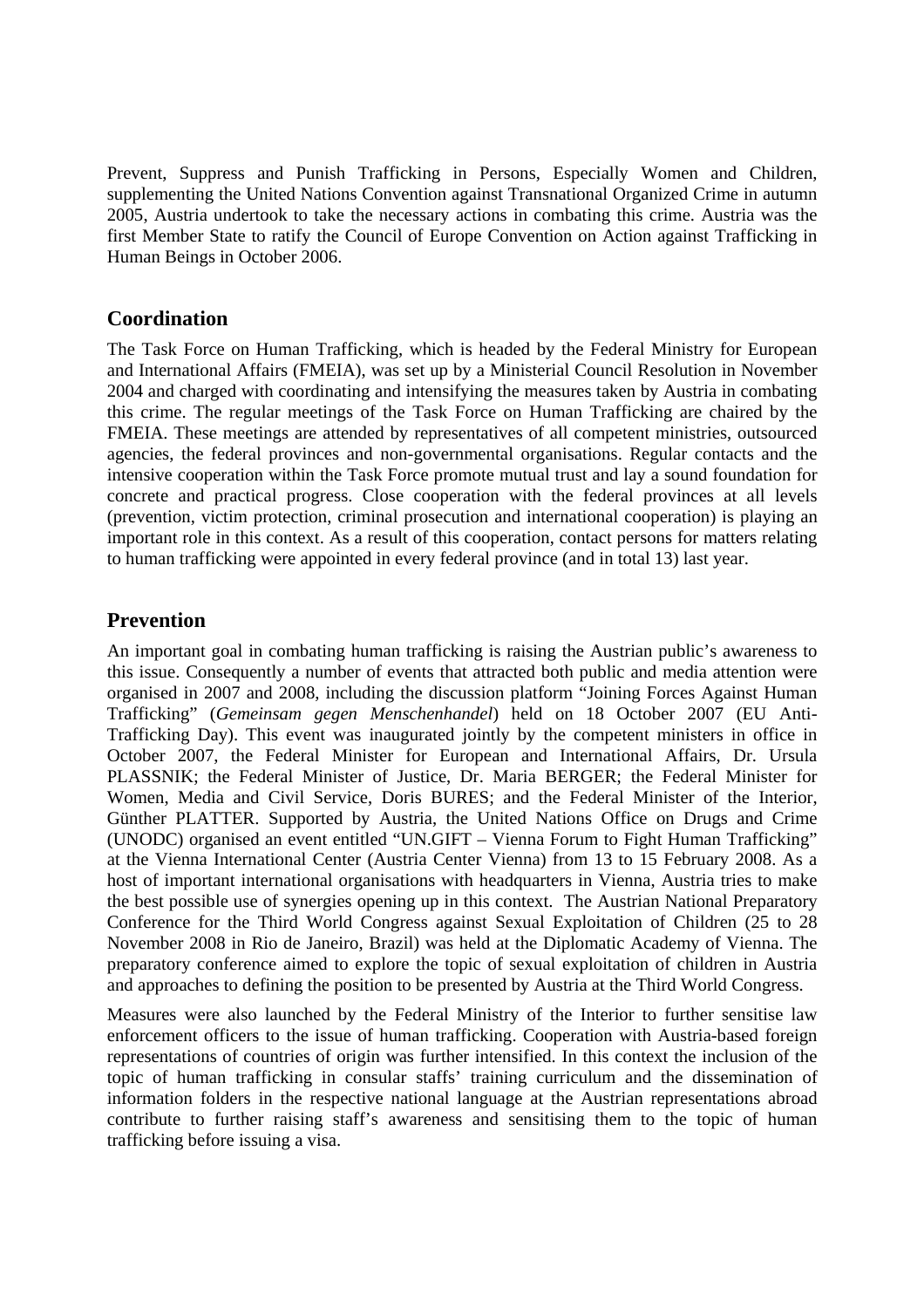Prevent, Suppress and Punish Trafficking in Persons, Especially Women and Children, supplementing the United Nations Convention against Transnational Organized Crime in autumn 2005, Austria undertook to take the necessary actions in combating this crime. Austria was the first Member State to ratify the Council of Europe Convention on Action against Trafficking in Human Beings in October 2006.

## Coordination

The Task Force on Human Trafficking, which is headed by the Federal Ministry for European and International Affairs (FMEIA), was set up by a Ministerial Council Resolution in November 2004 and charged with coordinating and intensifying the measures taken by Austria in combating this crime. The regular meetings of the Task Force on Human Trafficking are chaired by the FMEIA. These meetings are attended by representatives of all competent ministries, outsourced agencies, the federal provinces and non-governmental organisations. Regular contacts and the intensive cooperation within the Task Force promote mutual trust and lay a sound foundation for concrete and practical progress. Close cooperation with the federal provinces at all levels (prevention, victim protection, criminal prosecution and international cooperation) is playing an important role in this context. As a result of this cooperation, contact persons for matters relating to human trafficking were appointed in every federal province (and in total 13) last year.

## Prevention

An important goal in combating human trafficking is raising the Austrian public's awareness to this issue. Consequently a number of events that attracted both public and media attention were organised in 2007 and 2008, including the discussion platform "Joining Forces Against Human Trafficking" (*Gemeinsam gegen Menschenhandel*) held on 18 October 2007 (EU Anti-Trafficking Day). This event was inaugurated jointly by the competent ministers in office in October 2007, the Federal Minister for European and International Affairs, Dr. Ursula PLASSNIK; the Federal Minister of Justice, Dr. Maria BERGER; the Federal Minister for Women, Media and Civil Service, Doris BURES; and the Federal Minister of the Interior, Günther PLATTER. Supported by Austria, the United Nations Office on Drugs and Crime (UNODC) organised an event entitled "UN.GIFT – Vienna Forum to Fight Human Trafficking" at the Vienna International Center (Austria Center Vienna) from 13 to 15 February 2008. As a host of important international organisations with headquarters in Vienna, Austria tries to make the best possible use of synergies opening up in this context. The Austrian National Preparatory Conference for the Third World Congress against Sexual Exploitation of Children (25 to 28 November 2008 in Rio de Janeiro, Brazil) was held at the Diplomatic Academy of Vienna. The preparatory conference aimed to explore the topic of sexual exploitation of children in Austria and approaches to defining the position to be presented by Austria at the Third World Congress.

Measures were also launched by the Federal Ministry of the Interior to further sensitise law enforcement officers to the issue of human trafficking. Cooperation with Austria-based foreign representations of countries of origin was further intensified. In this context the inclusion of the topic of human trafficking in consular staffs' training curriculum and the dissemination of information folders in the respective national language at the Austrian representations abroad contribute to further raising staff's awareness and sensitising them to the topic of human trafficking before issuing a visa.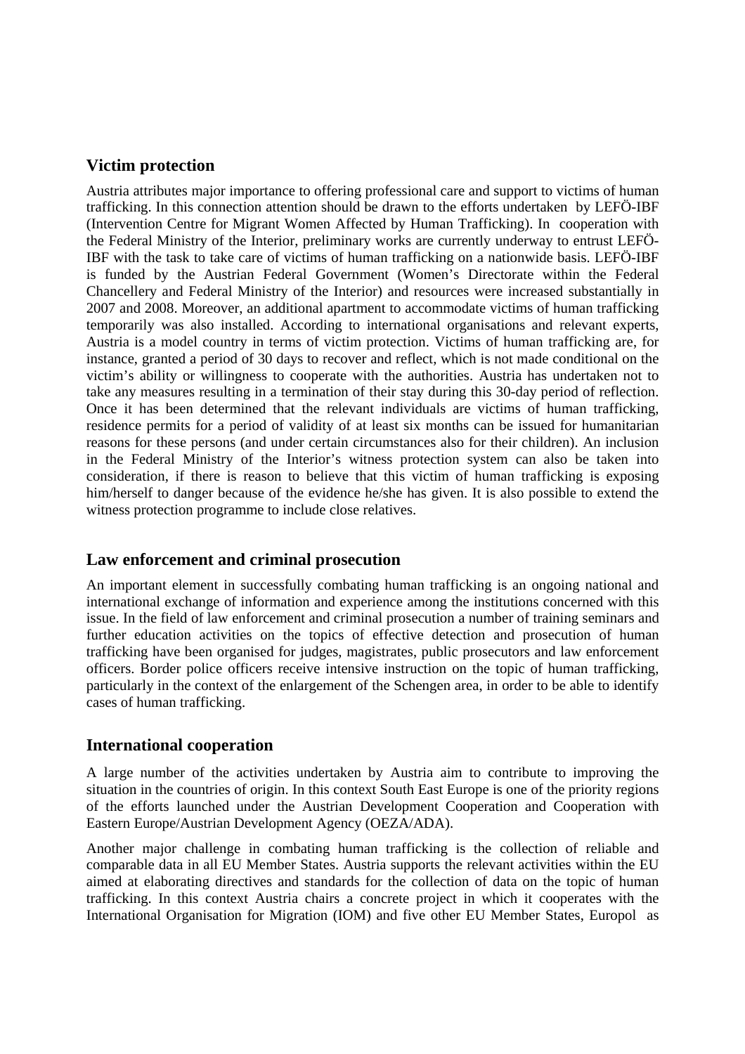## Victim protection

Austria attributes major importance to offering professional care and support to victims of human trafficking. In this connection attention should be drawn to the efforts undertaken by LEFÖ-IBF (Intervention Centre for Migrant Women Affected by Human Trafficking). In cooperation with the Federal Ministry of the Interior, preliminary works are currently underway to entrust LEFÖ-IBF with the task to take care of victims of human trafficking on a nationwide basis. LEFÖ-IBF is funded by the Austrian Federal Government (Women's Directorate within the Federal Chancellery and Federal Ministry of the Interior) and resources were increased substantially in 2007 and 2008. Moreover, an additional apartment to accommodate victims of human trafficking temporarily was also installed. According to international organisations and relevant experts, Austria is a model country in terms of victim protection. Victims of human trafficking are, for instance, granted a period of 30 days to recover and reflect, which is not made conditional on the victim's ability or willingness to cooperate with the authorities. Austria has undertaken not to take any measures resulting in a termination of their stay during this 30-day period of reflection. Once it has been determined that the relevant individuals are victims of human trafficking, residence permits for a period of validity of at least six months can be issued for humanitarian reasons for these persons (and under certain circumstances also for their children). An inclusion in the Federal Ministry of the Interior's witness protection system can also be taken into consideration, if there is reason to believe that this victim of human trafficking is exposing him/herself to danger because of the evidence he/she has given. It is also possible to extend the witness protection programme to include close relatives.

## Law enforcement and criminal prosecution

An important element in successfully combating human trafficking is an ongoing national and international exchange of information and experience among the institutions concerned with this issue. In the field of law enforcement and criminal prosecution a number of training seminars and further education activities on the topics of effective detection and prosecution of human trafficking have been organised for judges, magistrates, public prosecutors and law enforcement officers. Border police officers receive intensive instruction on the topic of human trafficking, particularly in the context of the enlargement of the Schengen area, in order to be able to identify cases of human trafficking.

## International cooperation

A large number of the activities undertaken by Austria aim to contribute to improving the situation in the countries of origin. In this context South East Europe is one of the priority regions of the efforts launched under the Austrian Development Cooperation and Cooperation with Eastern Europe/Austrian Development Agency (OEZA/ADA).

Another major challenge in combating human trafficking is the collection of reliable and comparable data in all EU Member States. Austria supports the relevant activities within the EU aimed at elaborating directives and standards for the collection of data on the topic of human trafficking. In this context Austria chairs a concrete project in which it cooperates with the International Organisation for Migration (IOM) and five other EU Member States, Europol as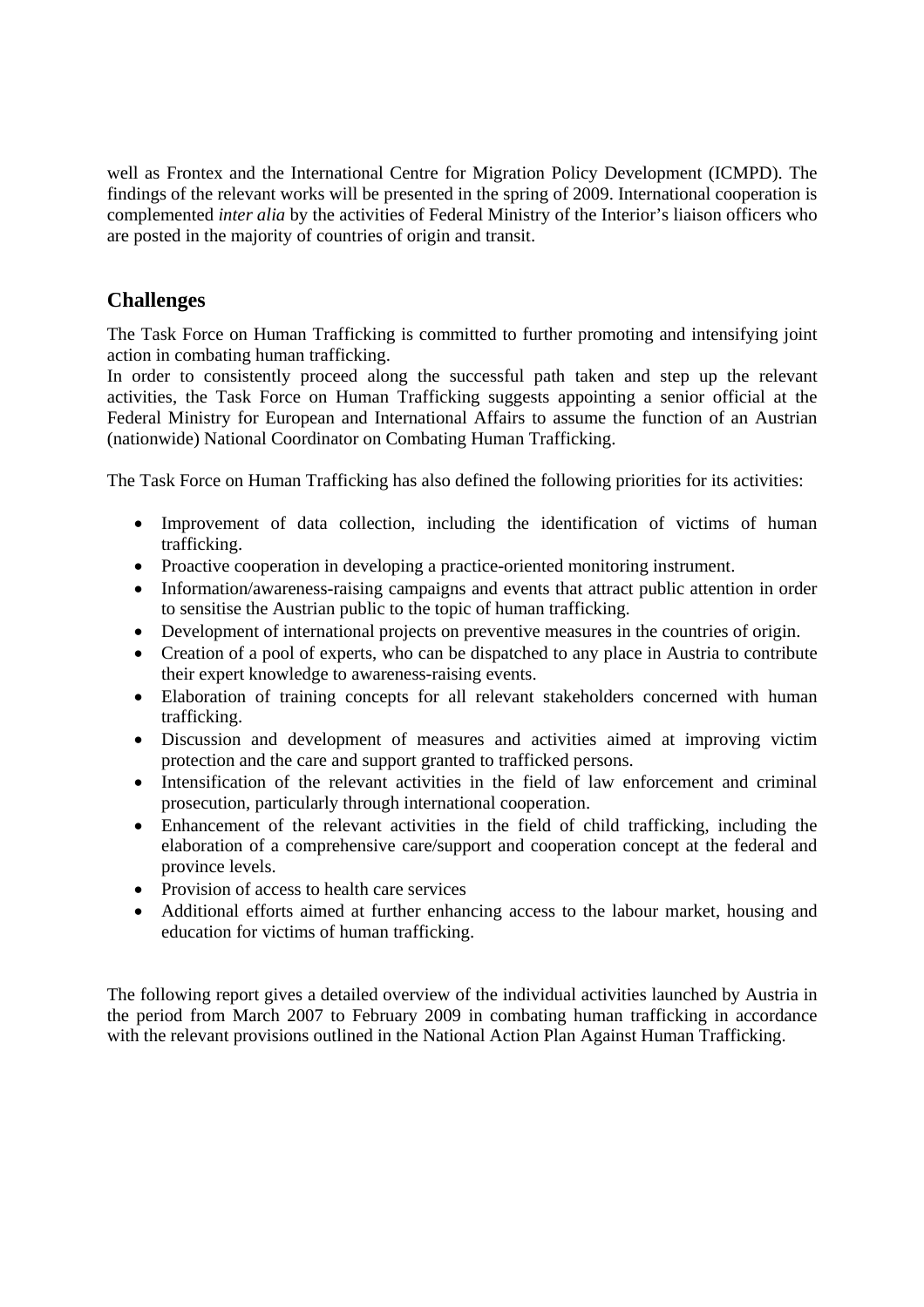well as Frontex and the International Centre for Migration Policy Development (ICMPD). The findings of the relevant works will be presented in the spring of 2009. International cooperation is complemented *inter alia* by the activities of Federal Ministry of the Interior's liaison officers who are posted in the majority of countries of origin and transit.

## Challenges

The Task Force on Human Trafficking is committed to further promoting and intensifying joint action in combating human trafficking.
In order to consistently proceed along the successful path taken and step up the relevant activities, the Task Force on Human Trafficking suggests appointing a senior official at the Federal Ministry for European and International Affairs to assume the function of an Austrian (nationwide) National Coordinator on Combating Human Trafficking.

The Task Force on Human Trafficking has also defined the following priorities for its activities:

- Improvement of data collection, including the identification of victims of human trafficking.
- Proactive cooperation in developing a practice-oriented monitoring instrument.
- Information/awareness-raising campaigns and events that attract public attention in order to sensitise the Austrian public to the topic of human trafficking.
- Development of international projects on preventive measures in the countries of origin.
- Creation of a pool of experts, who can be dispatched to any place in Austria to contribute their expert knowledge to awareness-raising events.
- Elaboration of training concepts for all relevant stakeholders concerned with human trafficking.
- Discussion and development of measures and activities aimed at improving victim protection and the care and support granted to trafficked persons.
- Intensification of the relevant activities in the field of law enforcement and criminal prosecution, particularly through international cooperation.
- Enhancement of the relevant activities in the field of child trafficking, including the elaboration of a comprehensive care/support and cooperation concept at the federal and province levels.
- Provision of access to health care services
- Additional efforts aimed at further enhancing access to the labour market, housing and education for victims of human trafficking.

The following report gives a detailed overview of the individual activities launched by Austria in the period from March 2007 to February 2009 in combating human trafficking in accordance with the relevant provisions outlined in the National Action Plan Against Human Trafficking.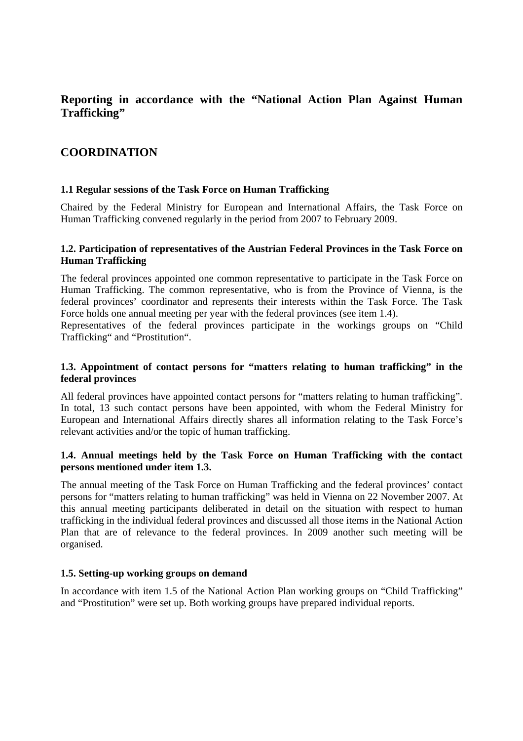## Reporting in accordance with the "National Action Plan Against Human Trafficking"

## COORDINATION

### 1.1 Regular sessions of the Task Force on Human Trafficking

Chaired by the Federal Ministry for European and International Affairs, the Task Force on Human Trafficking convened regularly in the period from 2007 to February 2009.

### 1.2. Participation of representatives of the Austrian Federal Provinces in the Task Force on Human Trafficking

The federal provinces appointed one common representative to participate in the Task Force on Human Trafficking. The common representative, who is from the Province of Vienna, is the federal provinces' coordinator and represents their interests within the Task Force. The Task Force holds one annual meeting per year with the federal provinces (see item 1.4).
Representatives of the federal provinces participate in the workings groups on "Child Trafficking" and "Prostitution".

### 1.3. Appointment of contact persons for "matters relating to human trafficking" in the federal provinces

All federal provinces have appointed contact persons for "matters relating to human trafficking". In total, 13 such contact persons have been appointed, with whom the Federal Ministry for European and International Affairs directly shares all information relating to the Task Force's relevant activities and/or the topic of human trafficking.

### 1.4. Annual meetings held by the Task Force on Human Trafficking with the contact persons mentioned under item 1.3.

The annual meeting of the Task Force on Human Trafficking and the federal provinces' contact persons for "matters relating to human trafficking" was held in Vienna on 22 November 2007. At this annual meeting participants deliberated in detail on the situation with respect to human trafficking in the individual federal provinces and discussed all those items in the National Action Plan that are of relevance to the federal provinces. In 2009 another such meeting will be organised.

### 1.5. Setting-up working groups on demand

In accordance with item 1.5 of the National Action Plan working groups on "Child Trafficking" and "Prostitution" were set up. Both working groups have prepared individual reports.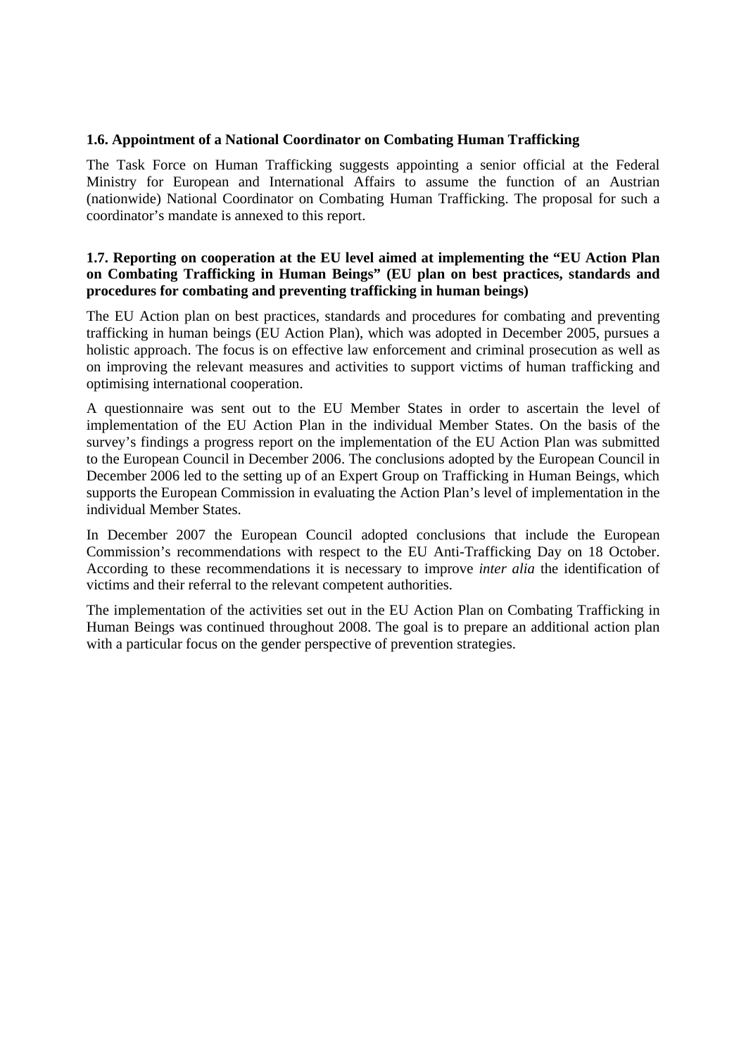### 1.6. Appointment of a National Coordinator on Combating Human Trafficking

The Task Force on Human Trafficking suggests appointing a senior official at the Federal Ministry for European and International Affairs to assume the function of an Austrian (nationwide) National Coordinator on Combating Human Trafficking. The proposal for such a coordinator's mandate is annexed to this report.

### 1.7. Reporting on cooperation at the EU level aimed at implementing the "EU Action Plan on Combating Trafficking in Human Beings" (EU plan on best practices, standards and procedures for combating and preventing trafficking in human beings)

The EU Action plan on best practices, standards and procedures for combating and preventing trafficking in human beings (EU Action Plan), which was adopted in December 2005, pursues a holistic approach. The focus is on effective law enforcement and criminal prosecution as well as on improving the relevant measures and activities to support victims of human trafficking and optimising international cooperation.

A questionnaire was sent out to the EU Member States in order to ascertain the level of implementation of the EU Action Plan in the individual Member States. On the basis of the survey's findings a progress report on the implementation of the EU Action Plan was submitted to the European Council in December 2006. The conclusions adopted by the European Council in December 2006 led to the setting up of an Expert Group on Trafficking in Human Beings, which supports the European Commission in evaluating the Action Plan's level of implementation in the individual Member States.

In December 2007 the European Council adopted conclusions that include the European Commission's recommendations with respect to the EU Anti-Trafficking Day on 18 October. According to these recommendations it is necessary to improve *inter alia* the identification of victims and their referral to the relevant competent authorities.

The implementation of the activities set out in the EU Action Plan on Combating Trafficking in Human Beings was continued throughout 2008. The goal is to prepare an additional action plan with a particular focus on the gender perspective of prevention strategies.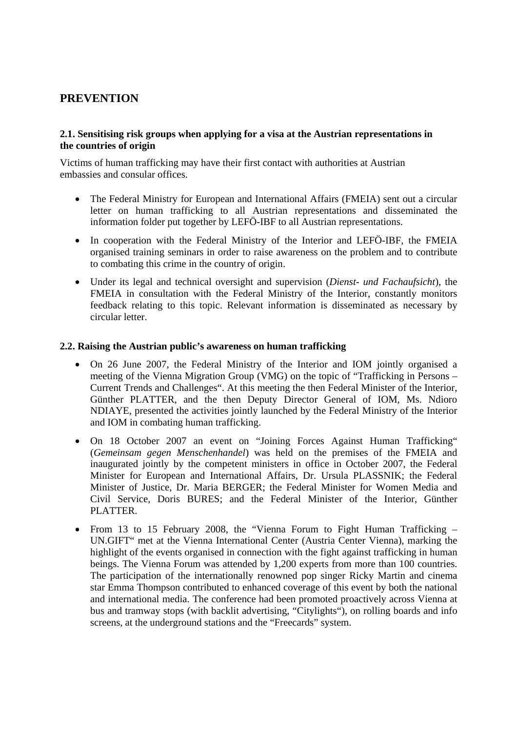# PREVENTION

### 2.1. Sensitising risk groups when applying for a visa at the Austrian representations in the countries of origin

Victims of human trafficking may have their first contact with authorities at Austrian embassies and consular offices.

- The Federal Ministry for European and International Affairs (FMEIA) sent out a circular letter on human trafficking to all Austrian representations and disseminated the information folder put together by LEFÖ-IBF to all Austrian representations.
- In cooperation with the Federal Ministry of the Interior and LEFÖ-IBF, the FMEIA organised training seminars in order to raise awareness on the problem and to contribute to combating this crime in the country of origin.
- Under its legal and technical oversight and supervision (*Dienst- und Fachaufsicht*), the FMEIA in consultation with the Federal Ministry of the Interior, constantly monitors feedback relating to this topic. Relevant information is disseminated as necessary by circular letter.

### 2.2. Raising the Austrian public's awareness on human trafficking

- On 26 June 2007, the Federal Ministry of the Interior and IOM jointly organised a meeting of the Vienna Migration Group (VMG) on the topic of "Trafficking in Persons – Current Trends and Challenges". At this meeting the then Federal Minister of the Interior, Günther PLATTER, and the then Deputy Director General of IOM, Ms. Ndioro NDIAYE, presented the activities jointly launched by the Federal Ministry of the Interior and IOM in combating human trafficking.
- On 18 October 2007 an event on "Joining Forces Against Human Trafficking" (*Gemeinsam gegen Menschenhandel*) was held on the premises of the FMEIA and inaugurated jointly by the competent ministers in office in October 2007, the Federal Minister for European and International Affairs, Dr. Ursula PLASSNIK; the Federal Minister of Justice, Dr. Maria BERGER; the Federal Minister for Women Media and Civil Service, Doris BURES; and the Federal Minister of the Interior, Günther PLATTER.
- From 13 to 15 February 2008, the "Vienna Forum to Fight Human Trafficking – UN.GIFT" met at the Vienna International Center (Austria Center Vienna), marking the highlight of the events organised in connection with the fight against trafficking in human beings. The Vienna Forum was attended by 1,200 experts from more than 100 countries. The participation of the internationally renowned pop singer Ricky Martin and cinema star Emma Thompson contributed to enhanced coverage of this event by both the national and international media. The conference had been promoted proactively across Vienna at bus and tramway stops (with backlit advertising, "Citylights"), on rolling boards and info screens, at the underground stations and the "Freecards" system.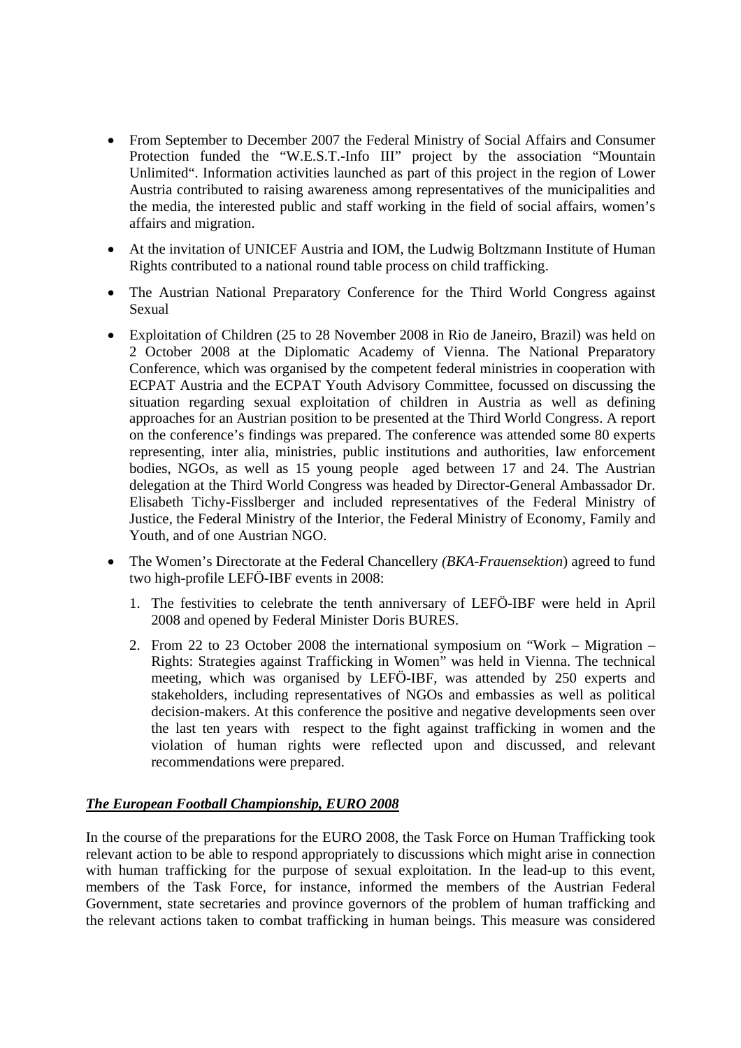- From September to December 2007 the Federal Ministry of Social Affairs and Consumer Protection funded the "W.E.S.T.-Info III" project by the association "Mountain Unlimited". Information activities launched as part of this project in the region of Lower Austria contributed to raising awareness among representatives of the municipalities and the media, the interested public and staff working in the field of social affairs, women's affairs and migration.
- At the invitation of UNICEF Austria and IOM, the Ludwig Boltzmann Institute of Human Rights contributed to a national round table process on child trafficking.
- The Austrian National Preparatory Conference for the Third World Congress against Sexual
- Exploitation of Children (25 to 28 November 2008 in Rio de Janeiro, Brazil) was held on 2 October 2008 at the Diplomatic Academy of Vienna. The National Preparatory Conference, which was organised by the competent federal ministries in cooperation with ECPAT Austria and the ECPAT Youth Advisory Committee, focussed on discussing the situation regarding sexual exploitation of children in Austria as well as defining approaches for an Austrian position to be presented at the Third World Congress. A report on the conference's findings was prepared. The conference was attended some 80 experts representing, inter alia, ministries, public institutions and authorities, law enforcement bodies, NGOs, as well as 15 young people aged between 17 and 24. The Austrian delegation at the Third World Congress was headed by Director-General Ambassador Dr. Elisabeth Tichy-Fisslberger and included representatives of the Federal Ministry of Justice, the Federal Ministry of the Interior, the Federal Ministry of Economy, Family and Youth, and of one Austrian NGO.
- The Women's Directorate at the Federal Chancellery *(BKA-Frauensektion*) agreed to fund two high-profile LEFÖ-IBF events in 2008:
  1. The festivities to celebrate the tenth anniversary of LEFÖ-IBF were held in April 2008 and opened by Federal Minister Doris BURES.
  2. From 22 to 23 October 2008 the international symposium on "Work – Migration – Rights: Strategies against Trafficking in Women" was held in Vienna. The technical meeting, which was organised by LEFÖ-IBF, was attended by 250 experts and stakeholders, including representatives of NGOs and embassies as well as political decision-makers. At this conference the positive and negative developments seen over the last ten years with respect to the fight against trafficking in women and the violation of human rights were reflected upon and discussed, and relevant recommendations were prepared.

***The European Football Championship, EURO 2008***

In the course of the preparations for the EURO 2008, the Task Force on Human Trafficking took relevant action to be able to respond appropriately to discussions which might arise in connection with human trafficking for the purpose of sexual exploitation. In the lead-up to this event, members of the Task Force, for instance, informed the members of the Austrian Federal Government, state secretaries and province governors of the problem of human trafficking and the relevant actions taken to combat trafficking in human beings. This measure was considered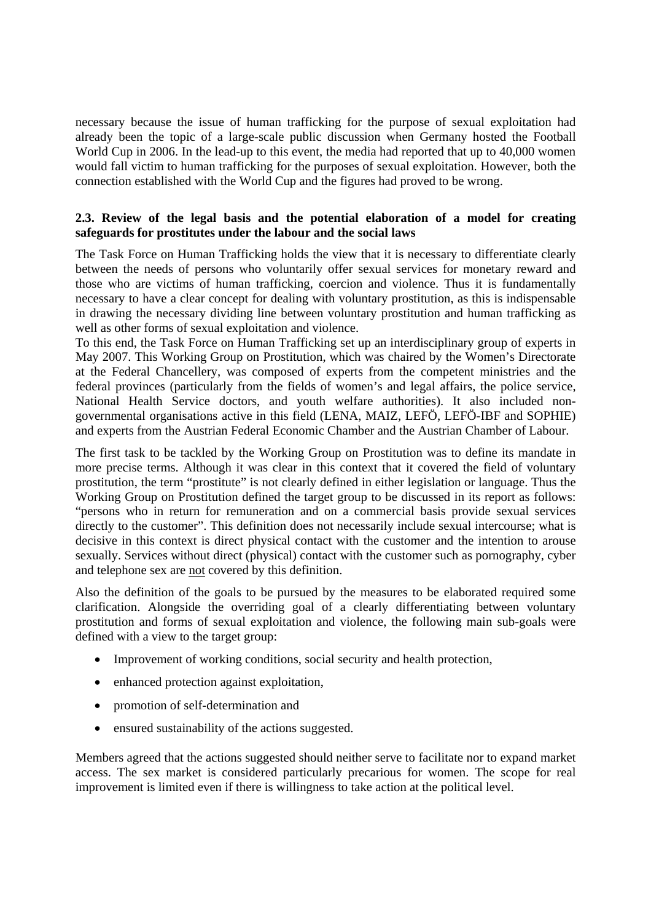necessary because the issue of human trafficking for the purpose of sexual exploitation had already been the topic of a large-scale public discussion when Germany hosted the Football World Cup in 2006. In the lead-up to this event, the media had reported that up to 40,000 women would fall victim to human trafficking for the purposes of sexual exploitation. However, both the connection established with the World Cup and the figures had proved to be wrong.

### 2.3. Review of the legal basis and the potential elaboration of a model for creating safeguards for prostitutes under the labour and the social laws

The Task Force on Human Trafficking holds the view that it is necessary to differentiate clearly between the needs of persons who voluntarily offer sexual services for monetary reward and those who are victims of human trafficking, coercion and violence. Thus it is fundamentally necessary to have a clear concept for dealing with voluntary prostitution, as this is indispensable in drawing the necessary dividing line between voluntary prostitution and human trafficking as well as other forms of sexual exploitation and violence.
To this end, the Task Force on Human Trafficking set up an interdisciplinary group of experts in May 2007. This Working Group on Prostitution, which was chaired by the Women's Directorate at the Federal Chancellery, was composed of experts from the competent ministries and the federal provinces (particularly from the fields of women's and legal affairs, the police service, National Health Service doctors, and youth welfare authorities). It also included non-governmental organisations active in this field (LENA, MAIZ, LEFÖ, LEFÖ-IBF and SOPHIE) and experts from the Austrian Federal Economic Chamber and the Austrian Chamber of Labour.

The first task to be tackled by the Working Group on Prostitution was to define its mandate in more precise terms. Although it was clear in this context that it covered the field of voluntary prostitution, the term "prostitute" is not clearly defined in either legislation or language. Thus the Working Group on Prostitution defined the target group to be discussed in its report as follows: "persons who in return for remuneration and on a commercial basis provide sexual services directly to the customer". This definition does not necessarily include sexual intercourse; what is decisive in this context is direct physical contact with the customer and the intention to arouse sexually. Services without direct (physical) contact with the customer such as pornography, cyber and telephone sex are <u>not</u> covered by this definition.

Also the definition of the goals to be pursued by the measures to be elaborated required some clarification. Alongside the overriding goal of a clearly differentiating between voluntary prostitution and forms of sexual exploitation and violence, the following main sub-goals were defined with a view to the target group:

- Improvement of working conditions, social security and health protection,
- enhanced protection against exploitation,
- promotion of self-determination and
- ensured sustainability of the actions suggested.

Members agreed that the actions suggested should neither serve to facilitate nor to expand market access. The sex market is considered particularly precarious for women. The scope for real improvement is limited even if there is willingness to take action at the political level.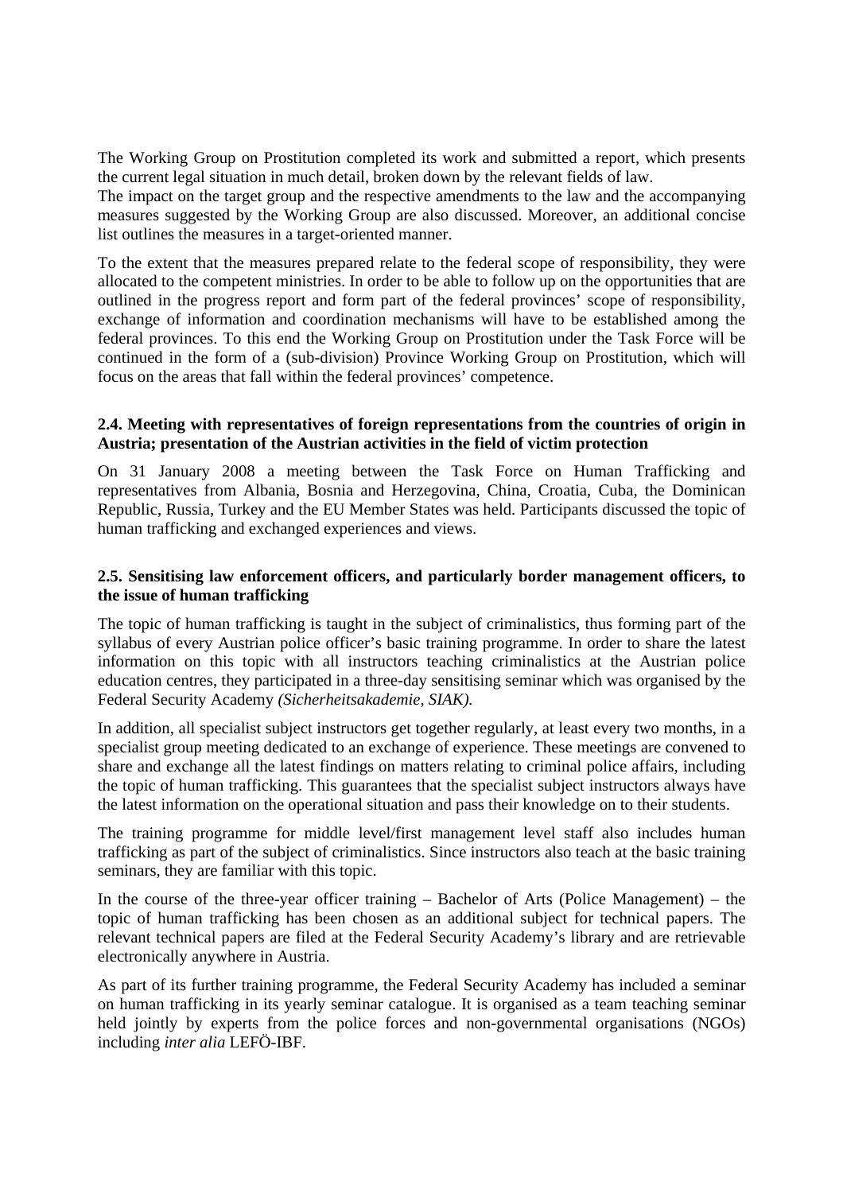The Working Group on Prostitution completed its work and submitted a report, which presents the current legal situation in much detail, broken down by the relevant fields of law.
The impact on the target group and the respective amendments to the law and the accompanying measures suggested by the Working Group are also discussed. Moreover, an additional concise list outlines the measures in a target-oriented manner.

To the extent that the measures prepared relate to the federal scope of responsibility, they were allocated to the competent ministries. In order to be able to follow up on the opportunities that are outlined in the progress report and form part of the federal provinces' scope of responsibility, exchange of information and coordination mechanisms will have to be established among the federal provinces. To this end the Working Group on Prostitution under the Task Force will be continued in the form of a (sub-division) Province Working Group on Prostitution, which will focus on the areas that fall within the federal provinces' competence.

### 2.4. Meeting with representatives of foreign representations from the countries of origin in Austria; presentation of the Austrian activities in the field of victim protection

On 31 January 2008 a meeting between the Task Force on Human Trafficking and representatives from Albania, Bosnia and Herzegovina, China, Croatia, Cuba, the Dominican Republic, Russia, Turkey and the EU Member States was held. Participants discussed the topic of human trafficking and exchanged experiences and views.

### 2.5. Sensitising law enforcement officers, and particularly border management officers, to the issue of human trafficking

The topic of human trafficking is taught in the subject of criminalistics, thus forming part of the syllabus of every Austrian police officer's basic training programme. In order to share the latest information on this topic with all instructors teaching criminalistics at the Austrian police education centres, they participated in a three-day sensitising seminar which was organised by the Federal Security Academy *(Sicherheitsakademie, SIAK).*

In addition, all specialist subject instructors get together regularly, at least every two months, in a specialist group meeting dedicated to an exchange of experience. These meetings are convened to share and exchange all the latest findings on matters relating to criminal police affairs, including the topic of human trafficking. This guarantees that the specialist subject instructors always have the latest information on the operational situation and pass their knowledge on to their students.

The training programme for middle level/first management level staff also includes human trafficking as part of the subject of criminalistics. Since instructors also teach at the basic training seminars, they are familiar with this topic.

In the course of the three-year officer training – Bachelor of Arts (Police Management) – the topic of human trafficking has been chosen as an additional subject for technical papers. The relevant technical papers are filed at the Federal Security Academy's library and are retrievable electronically anywhere in Austria.

As part of its further training programme, the Federal Security Academy has included a seminar on human trafficking in its yearly seminar catalogue. It is organised as a team teaching seminar held jointly by experts from the police forces and non-governmental organisations (NGOs) including *inter alia* LEFÖ-IBF.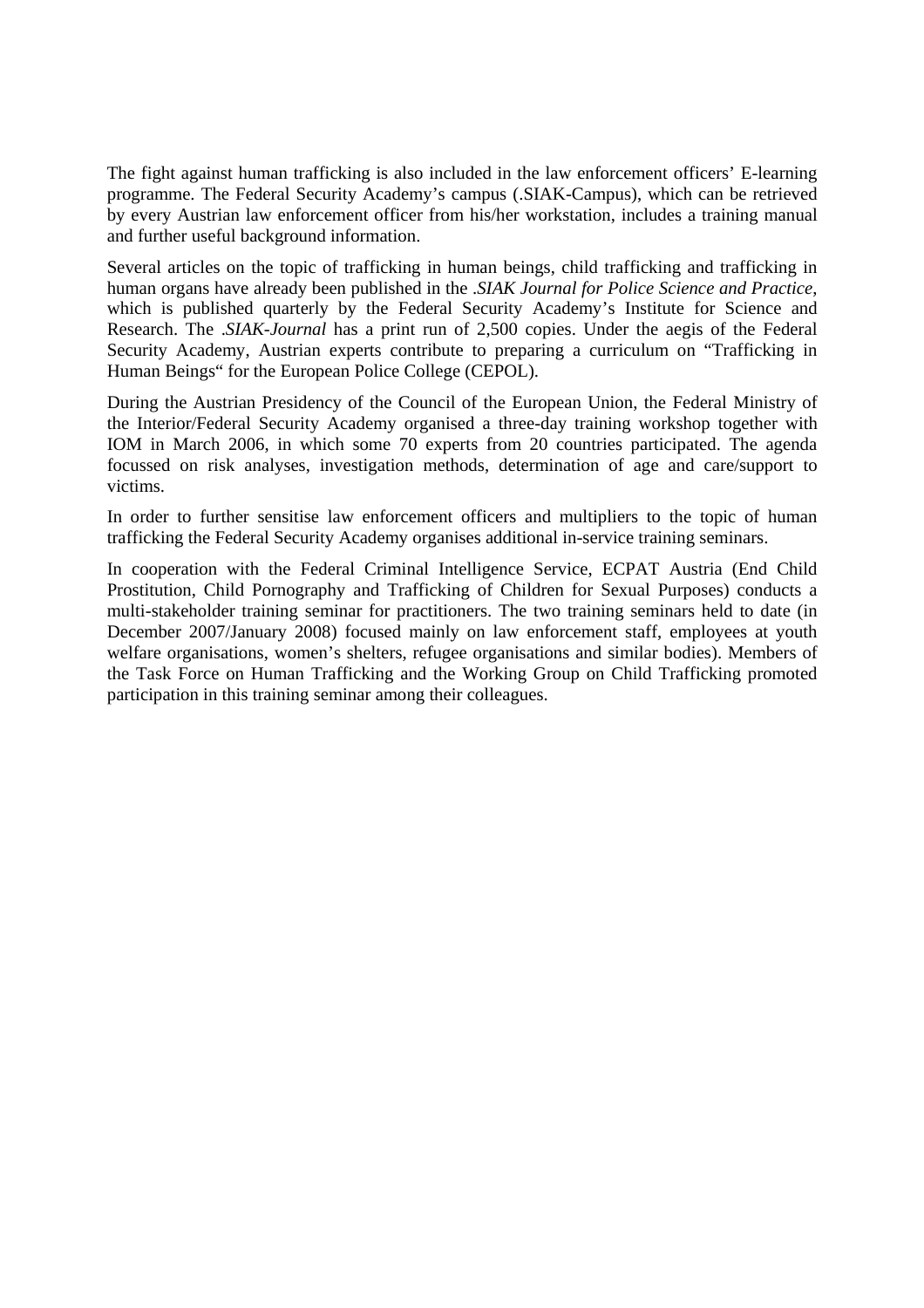The fight against human trafficking is also included in the law enforcement officers' E-learning programme. The Federal Security Academy's campus (.SIAK-Campus), which can be retrieved by every Austrian law enforcement officer from his/her workstation, includes a training manual and further useful background information.

Several articles on the topic of trafficking in human beings, child trafficking and trafficking in human organs have already been published in the *.SIAK Journal for Police Science and Practice*, which is published quarterly by the Federal Security Academy's Institute for Science and Research. The *.SIAK-Journal* has a print run of 2,500 copies. Under the aegis of the Federal Security Academy, Austrian experts contribute to preparing a curriculum on "Trafficking in Human Beings" for the European Police College (CEPOL).

During the Austrian Presidency of the Council of the European Union, the Federal Ministry of the Interior/Federal Security Academy organised a three-day training workshop together with IOM in March 2006, in which some 70 experts from 20 countries participated. The agenda focussed on risk analyses, investigation methods, determination of age and care/support to victims.

In order to further sensitise law enforcement officers and multipliers to the topic of human trafficking the Federal Security Academy organises additional in-service training seminars.

In cooperation with the Federal Criminal Intelligence Service, ECPAT Austria (End Child Prostitution, Child Pornography and Trafficking of Children for Sexual Purposes) conducts a multi-stakeholder training seminar for practitioners. The two training seminars held to date (in December 2007/January 2008) focused mainly on law enforcement staff, employees at youth welfare organisations, women's shelters, refugee organisations and similar bodies). Members of the Task Force on Human Trafficking and the Working Group on Child Trafficking promoted participation in this training seminar among their colleagues.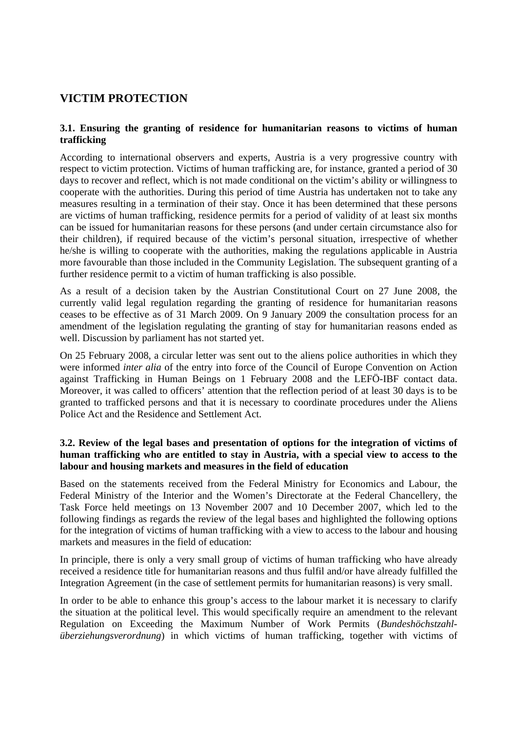## VICTIM PROTECTION

### 3.1. Ensuring the granting of residence for humanitarian reasons to victims of human trafficking

According to international observers and experts, Austria is a very progressive country with respect to victim protection. Victims of human trafficking are, for instance, granted a period of 30 days to recover and reflect, which is not made conditional on the victim's ability or willingness to cooperate with the authorities. During this period of time Austria has undertaken not to take any measures resulting in a termination of their stay. Once it has been determined that these persons are victims of human trafficking, residence permits for a period of validity of at least six months can be issued for humanitarian reasons for these persons (and under certain circumstance also for their children), if required because of the victim's personal situation, irrespective of whether he/she is willing to cooperate with the authorities, making the regulations applicable in Austria more favourable than those included in the Community Legislation. The subsequent granting of a further residence permit to a victim of human trafficking is also possible.

As a result of a decision taken by the Austrian Constitutional Court on 27 June 2008, the currently valid legal regulation regarding the granting of residence for humanitarian reasons ceases to be effective as of 31 March 2009. On 9 January 2009 the consultation process for an amendment of the legislation regulating the granting of stay for humanitarian reasons ended as well. Discussion by parliament has not started yet.

On 25 February 2008, a circular letter was sent out to the aliens police authorities in which they were informed *inter alia* of the entry into force of the Council of Europe Convention on Action against Trafficking in Human Beings on 1 February 2008 and the LEFÖ-IBF contact data. Moreover, it was called to officers' attention that the reflection period of at least 30 days is to be granted to trafficked persons and that it is necessary to coordinate procedures under the Aliens Police Act and the Residence and Settlement Act.

### 3.2. Review of the legal bases and presentation of options for the integration of victims of human trafficking who are entitled to stay in Austria, with a special view to access to the labour and housing markets and measures in the field of education

Based on the statements received from the Federal Ministry for Economics and Labour, the Federal Ministry of the Interior and the Women's Directorate at the Federal Chancellery, the Task Force held meetings on 13 November 2007 and 10 December 2007, which led to the following findings as regards the review of the legal bases and highlighted the following options for the integration of victims of human trafficking with a view to access to the labour and housing markets and measures in the field of education:

In principle, there is only a very small group of victims of human trafficking who have already received a residence title for humanitarian reasons and thus fulfil and/or have already fulfilled the Integration Agreement (in the case of settlement permits for humanitarian reasons) is very small.

In order to be able to enhance this group's access to the labour market it is necessary to clarify the situation at the political level. This would specifically require an amendment to the relevant Regulation on Exceeding the Maximum Number of Work Permits (*Bundeshöchstzahl-überziehungsverordnung*) in which victims of human trafficking, together with victims of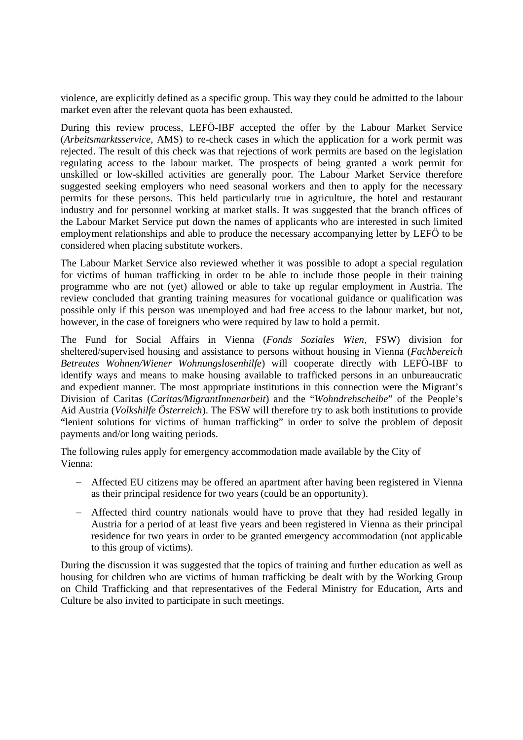violence, are explicitly defined as a specific group. This way they could be admitted to the labour market even after the relevant quota has been exhausted.

During this review process, LEFÖ-IBF accepted the offer by the Labour Market Service (*Arbeitsmarktsservice*, AMS) to re-check cases in which the application for a work permit was rejected. The result of this check was that rejections of work permits are based on the legislation regulating access to the labour market. The prospects of being granted a work permit for unskilled or low-skilled activities are generally poor. The Labour Market Service therefore suggested seeking employers who need seasonal workers and then to apply for the necessary permits for these persons. This held particularly true in agriculture, the hotel and restaurant industry and for personnel working at market stalls. It was suggested that the branch offices of the Labour Market Service put down the names of applicants who are interested in such limited employment relationships and able to produce the necessary accompanying letter by LEFÖ to be considered when placing substitute workers.

The Labour Market Service also reviewed whether it was possible to adopt a special regulation for victims of human trafficking in order to be able to include those people in their training programme who are not (yet) allowed or able to take up regular employment in Austria. The review concluded that granting training measures for vocational guidance or qualification was possible only if this person was unemployed and had free access to the labour market, but not, however, in the case of foreigners who were required by law to hold a permit.

The Fund for Social Affairs in Vienna (*Fonds Soziales Wien*, FSW) division for sheltered/supervised housing and assistance to persons without housing in Vienna (*Fachbereich Betreutes Wohnen/Wiener Wohnungslosenhilfe*) will cooperate directly with LEFÖ-IBF to identify ways and means to make housing available to trafficked persons in an unbureaucratic and expedient manner. The most appropriate institutions in this connection were the Migrant's Division of Caritas (*Caritas/MigrantInnenarbeit*) and the "*Wohndrehscheibe*" of the People's Aid Austria (*Volkshilfe Österreich*). The FSW will therefore try to ask both institutions to provide "lenient solutions for victims of human trafficking" in order to solve the problem of deposit payments and/or long waiting periods.

The following rules apply for emergency accommodation made available by the City of Vienna:

- Affected EU citizens may be offered an apartment after having been registered in Vienna as their principal residence for two years (could be an opportunity).
- Affected third country nationals would have to prove that they had resided legally in Austria for a period of at least five years and been registered in Vienna as their principal residence for two years in order to be granted emergency accommodation (not applicable to this group of victims).

During the discussion it was suggested that the topics of training and further education as well as housing for children who are victims of human trafficking be dealt with by the Working Group on Child Trafficking and that representatives of the Federal Ministry for Education, Arts and Culture be also invited to participate in such meetings.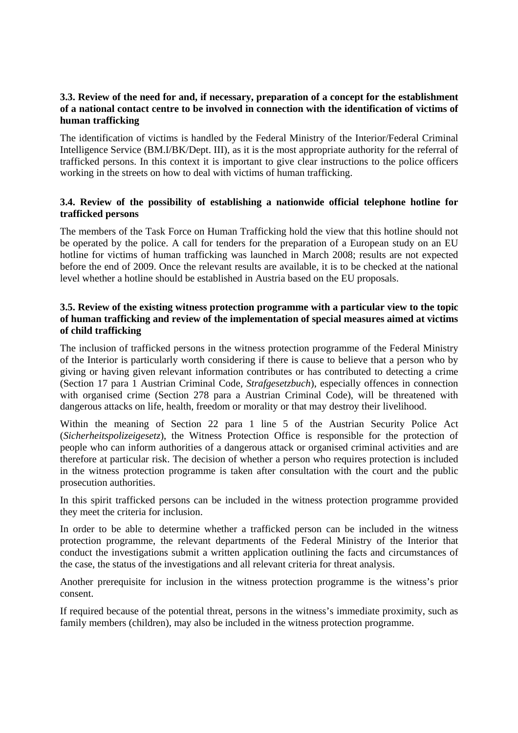### 3.3. Review of the need for and, if necessary, preparation of a concept for the establishment of a national contact centre to be involved in connection with the identification of victims of human trafficking

The identification of victims is handled by the Federal Ministry of the Interior/Federal Criminal Intelligence Service (BM.I/BK/Dept. III), as it is the most appropriate authority for the referral of trafficked persons. In this context it is important to give clear instructions to the police officers working in the streets on how to deal with victims of human trafficking.

### 3.4. Review of the possibility of establishing a nationwide official telephone hotline for trafficked persons

The members of the Task Force on Human Trafficking hold the view that this hotline should not be operated by the police. A call for tenders for the preparation of a European study on an EU hotline for victims of human trafficking was launched in March 2008; results are not expected before the end of 2009. Once the relevant results are available, it is to be checked at the national level whether a hotline should be established in Austria based on the EU proposals.

### 3.5. Review of the existing witness protection programme with a particular view to the topic of human trafficking and review of the implementation of special measures aimed at victims of child trafficking

The inclusion of trafficked persons in the witness protection programme of the Federal Ministry of the Interior is particularly worth considering if there is cause to believe that a person who by giving or having given relevant information contributes or has contributed to detecting a crime (Section 17 para 1 Austrian Criminal Code, *Strafgesetzbuch*), especially offences in connection with organised crime (Section 278 para a Austrian Criminal Code), will be threatened with dangerous attacks on life, health, freedom or morality or that may destroy their livelihood.

Within the meaning of Section 22 para 1 line 5 of the Austrian Security Police Act (*Sicherheitspolizeigesetz*), the Witness Protection Office is responsible for the protection of people who can inform authorities of a dangerous attack or organised criminal activities and are therefore at particular risk. The decision of whether a person who requires protection is included in the witness protection programme is taken after consultation with the court and the public prosecution authorities.

In this spirit trafficked persons can be included in the witness protection programme provided they meet the criteria for inclusion.

In order to be able to determine whether a trafficked person can be included in the witness protection programme, the relevant departments of the Federal Ministry of the Interior that conduct the investigations submit a written application outlining the facts and circumstances of the case, the status of the investigations and all relevant criteria for threat analysis.

Another prerequisite for inclusion in the witness protection programme is the witness's prior consent.

If required because of the potential threat, persons in the witness's immediate proximity, such as family members (children), may also be included in the witness protection programme.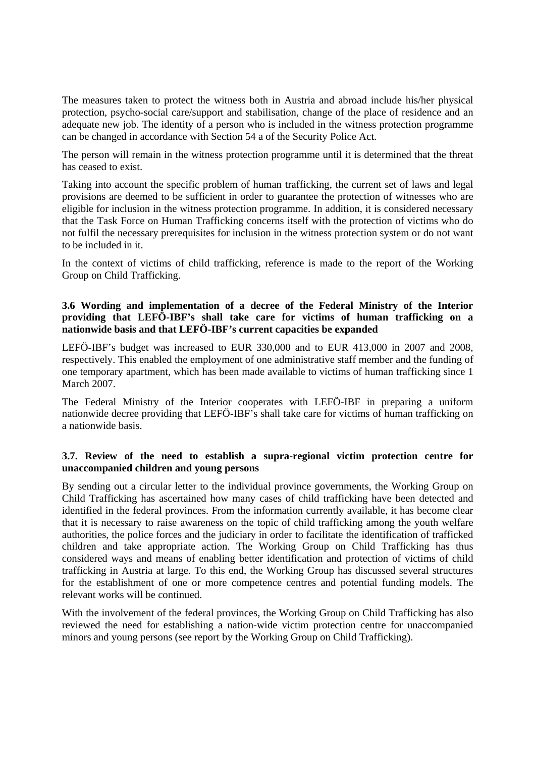The measures taken to protect the witness both in Austria and abroad include his/her physical protection, psycho-social care/support and stabilisation, change of the place of residence and an adequate new job. The identity of a person who is included in the witness protection programme can be changed in accordance with Section 54 a of the Security Police Act.

The person will remain in the witness protection programme until it is determined that the threat has ceased to exist.

Taking into account the specific problem of human trafficking, the current set of laws and legal provisions are deemed to be sufficient in order to guarantee the protection of witnesses who are eligible for inclusion in the witness protection programme. In addition, it is considered necessary that the Task Force on Human Trafficking concerns itself with the protection of victims who do not fulfil the necessary prerequisites for inclusion in the witness protection system or do not want to be included in it.

In the context of victims of child trafficking, reference is made to the report of the Working Group on Child Trafficking.

### 3.6 Wording and implementation of a decree of the Federal Ministry of the Interior providing that LEFÖ-IBF's shall take care for victims of human trafficking on a nationwide basis and that LEFÖ-IBF's current capacities be expanded

LEFÖ-IBF's budget was increased to EUR 330,000 and to EUR 413,000 in 2007 and 2008, respectively. This enabled the employment of one administrative staff member and the funding of one temporary apartment, which has been made available to victims of human trafficking since 1 March 2007.

The Federal Ministry of the Interior cooperates with LEFÖ-IBF in preparing a uniform nationwide decree providing that LEFÖ-IBF's shall take care for victims of human trafficking on a nationwide basis.

### 3.7. Review of the need to establish a supra-regional victim protection centre for unaccompanied children and young persons

By sending out a circular letter to the individual province governments, the Working Group on Child Trafficking has ascertained how many cases of child trafficking have been detected and identified in the federal provinces. From the information currently available, it has become clear that it is necessary to raise awareness on the topic of child trafficking among the youth welfare authorities, the police forces and the judiciary in order to facilitate the identification of trafficked children and take appropriate action. The Working Group on Child Trafficking has thus considered ways and means of enabling better identification and protection of victims of child trafficking in Austria at large. To this end, the Working Group has discussed several structures for the establishment of one or more competence centres and potential funding models. The relevant works will be continued.

With the involvement of the federal provinces, the Working Group on Child Trafficking has also reviewed the need for establishing a nation-wide victim protection centre for unaccompanied minors and young persons (see report by the Working Group on Child Trafficking).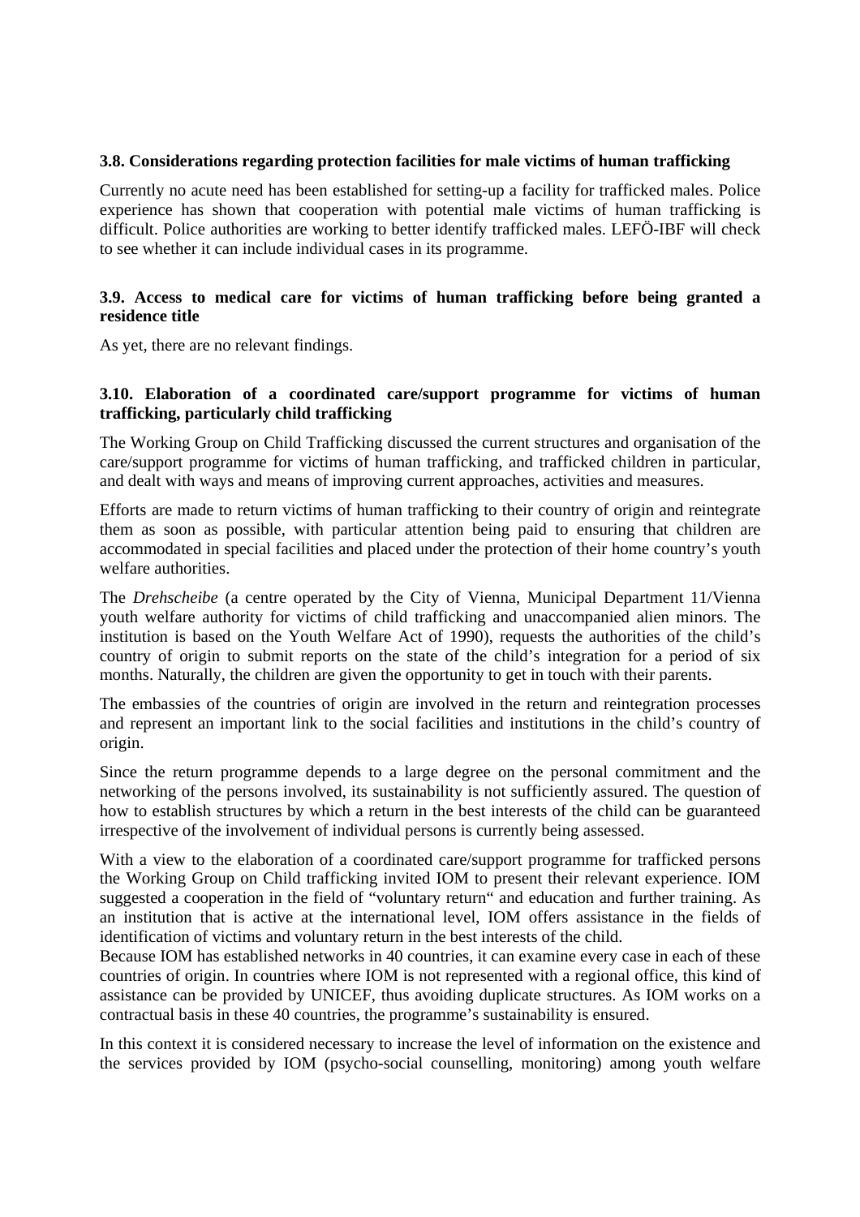### 3.8. Considerations regarding protection facilities for male victims of human trafficking

Currently no acute need has been established for setting-up a facility for trafficked males. Police experience has shown that cooperation with potential male victims of human trafficking is difficult. Police authorities are working to better identify trafficked males. LEFÖ-IBF will check to see whether it can include individual cases in its programme.

### 3.9. Access to medical care for victims of human trafficking before being granted a residence title

As yet, there are no relevant findings.

### 3.10. Elaboration of a coordinated care/support programme for victims of human trafficking, particularly child trafficking

The Working Group on Child Trafficking discussed the current structures and organisation of the care/support programme for victims of human trafficking, and trafficked children in particular, and dealt with ways and means of improving current approaches, activities and measures.

Efforts are made to return victims of human trafficking to their country of origin and reintegrate them as soon as possible, with particular attention being paid to ensuring that children are accommodated in special facilities and placed under the protection of their home country's youth welfare authorities.

The *Drehscheibe* (a centre operated by the City of Vienna, Municipal Department 11/Vienna youth welfare authority for victims of child trafficking and unaccompanied alien minors. The institution is based on the Youth Welfare Act of 1990), requests the authorities of the child's country of origin to submit reports on the state of the child's integration for a period of six months. Naturally, the children are given the opportunity to get in touch with their parents.

The embassies of the countries of origin are involved in the return and reintegration processes and represent an important link to the social facilities and institutions in the child's country of origin.

Since the return programme depends to a large degree on the personal commitment and the networking of the persons involved, its sustainability is not sufficiently assured. The question of how to establish structures by which a return in the best interests of the child can be guaranteed irrespective of the involvement of individual persons is currently being assessed.

With a view to the elaboration of a coordinated care/support programme for trafficked persons the Working Group on Child trafficking invited IOM to present their relevant experience. IOM suggested a cooperation in the field of "voluntary return" and education and further training. As an institution that is active at the international level, IOM offers assistance in the fields of identification of victims and voluntary return in the best interests of the child.
Because IOM has established networks in 40 countries, it can examine every case in each of these countries of origin. In countries where IOM is not represented with a regional office, this kind of assistance can be provided by UNICEF, thus avoiding duplicate structures. As IOM works on a contractual basis in these 40 countries, the programme's sustainability is ensured.

In this context it is considered necessary to increase the level of information on the existence and the services provided by IOM (psycho-social counselling, monitoring) among youth welfare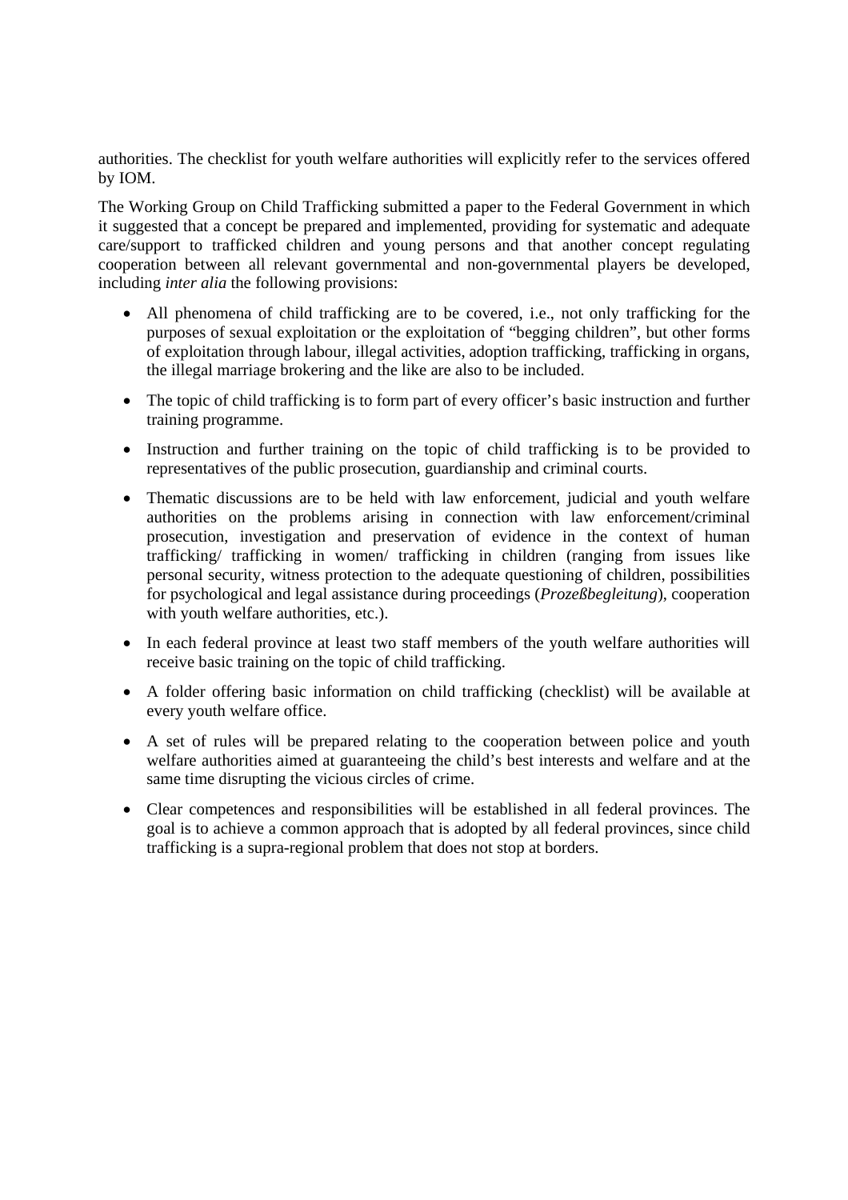authorities. The checklist for youth welfare authorities will explicitly refer to the services offered by IOM.

The Working Group on Child Trafficking submitted a paper to the Federal Government in which it suggested that a concept be prepared and implemented, providing for systematic and adequate care/support to trafficked children and young persons and that another concept regulating cooperation between all relevant governmental and non-governmental players be developed, including *inter alia* the following provisions:

- All phenomena of child trafficking are to be covered, i.e., not only trafficking for the purposes of sexual exploitation or the exploitation of "begging children", but other forms of exploitation through labour, illegal activities, adoption trafficking, trafficking in organs, the illegal marriage brokering and the like are also to be included.
- The topic of child trafficking is to form part of every officer's basic instruction and further training programme.
- Instruction and further training on the topic of child trafficking is to be provided to representatives of the public prosecution, guardianship and criminal courts.
- Thematic discussions are to be held with law enforcement, judicial and youth welfare authorities on the problems arising in connection with law enforcement/criminal prosecution, investigation and preservation of evidence in the context of human trafficking/ trafficking in women/ trafficking in children (ranging from issues like personal security, witness protection to the adequate questioning of children, possibilities for psychological and legal assistance during proceedings (*Prozeßbegleitung*), cooperation with youth welfare authorities, etc.).
- In each federal province at least two staff members of the youth welfare authorities will receive basic training on the topic of child trafficking.
- A folder offering basic information on child trafficking (checklist) will be available at every youth welfare office.
- A set of rules will be prepared relating to the cooperation between police and youth welfare authorities aimed at guaranteeing the child's best interests and welfare and at the same time disrupting the vicious circles of crime.
- Clear competences and responsibilities will be established in all federal provinces. The goal is to achieve a common approach that is adopted by all federal provinces, since child trafficking is a supra-regional problem that does not stop at borders.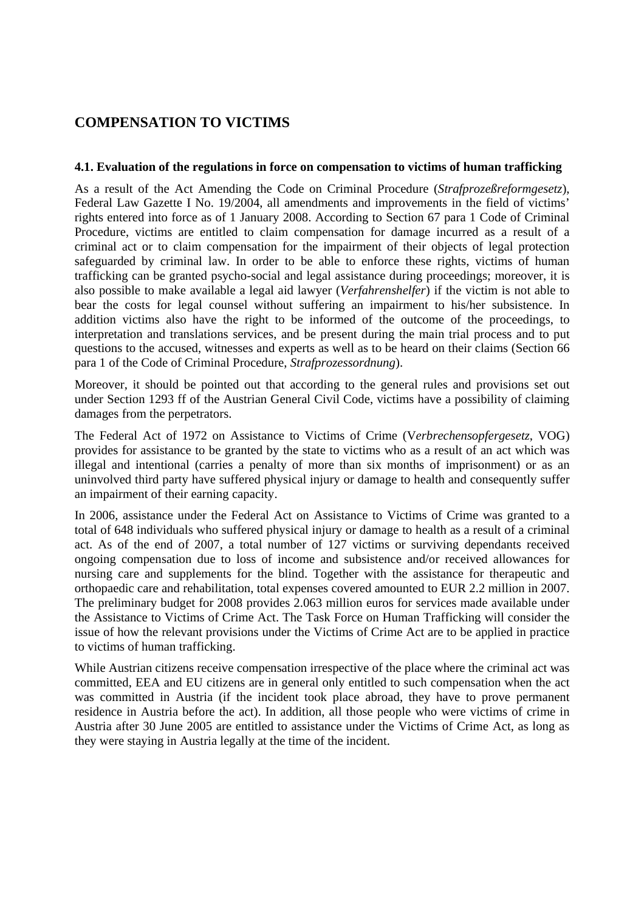## COMPENSATION TO VICTIMS

### 4.1. Evaluation of the regulations in force on compensation to victims of human trafficking

As a result of the Act Amending the Code on Criminal Procedure (*Strafprozeßreformgesetz*), Federal Law Gazette I No. 19/2004, all amendments and improvements in the field of victims' rights entered into force as of 1 January 2008. According to Section 67 para 1 Code of Criminal Procedure, victims are entitled to claim compensation for damage incurred as a result of a criminal act or to claim compensation for the impairment of their objects of legal protection safeguarded by criminal law. In order to be able to enforce these rights, victims of human trafficking can be granted psycho-social and legal assistance during proceedings; moreover, it is also possible to make available a legal aid lawyer (*Verfahrenshelfer*) if the victim is not able to bear the costs for legal counsel without suffering an impairment to his/her subsistence. In addition victims also have the right to be informed of the outcome of the proceedings, to interpretation and translations services, and be present during the main trial process and to put questions to the accused, witnesses and experts as well as to be heard on their claims (Section 66 para 1 of the Code of Criminal Procedure, *Strafprozessordnung*).

Moreover, it should be pointed out that according to the general rules and provisions set out under Section 1293 ff of the Austrian General Civil Code, victims have a possibility of claiming damages from the perpetrators.

The Federal Act of 1972 on Assistance to Victims of Crime (V*erbrechensopfergesetz*, VOG) provides for assistance to be granted by the state to victims who as a result of an act which was illegal and intentional (carries a penalty of more than six months of imprisonment) or as an uninvolved third party have suffered physical injury or damage to health and consequently suffer an impairment of their earning capacity.

In 2006, assistance under the Federal Act on Assistance to Victims of Crime was granted to a total of 648 individuals who suffered physical injury or damage to health as a result of a criminal act. As of the end of 2007, a total number of 127 victims or surviving dependants received ongoing compensation due to loss of income and subsistence and/or received allowances for nursing care and supplements for the blind. Together with the assistance for therapeutic and orthopaedic care and rehabilitation, total expenses covered amounted to EUR 2.2 million in 2007. The preliminary budget for 2008 provides 2.063 million euros for services made available under the Assistance to Victims of Crime Act. The Task Force on Human Trafficking will consider the issue of how the relevant provisions under the Victims of Crime Act are to be applied in practice to victims of human trafficking.

While Austrian citizens receive compensation irrespective of the place where the criminal act was committed, EEA and EU citizens are in general only entitled to such compensation when the act was committed in Austria (if the incident took place abroad, they have to prove permanent residence in Austria before the act). In addition, all those people who were victims of crime in Austria after 30 June 2005 are entitled to assistance under the Victims of Crime Act, as long as they were staying in Austria legally at the time of the incident.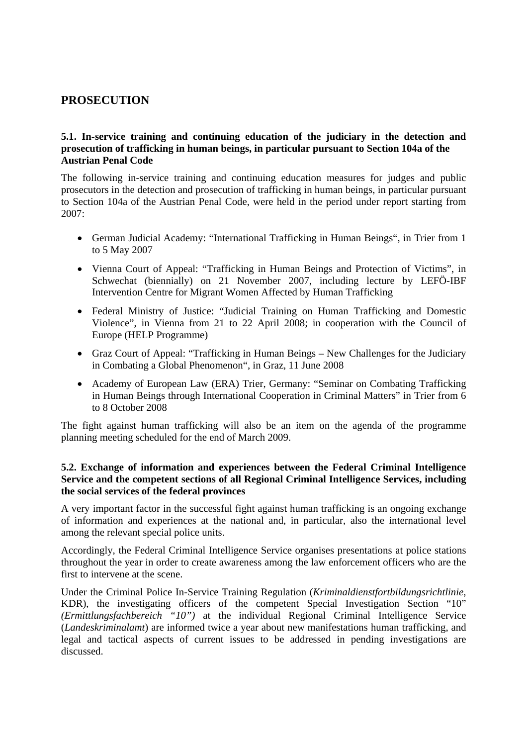# PROSECUTION

### 5.1. In-service training and continuing education of the judiciary in the detection and prosecution of trafficking in human beings, in particular pursuant to Section 104a of the Austrian Penal Code

The following in-service training and continuing education measures for judges and public prosecutors in the detection and prosecution of trafficking in human beings, in particular pursuant to Section 104a of the Austrian Penal Code, were held in the period under report starting from 2007:

- German Judicial Academy: "International Trafficking in Human Beings", in Trier from 1 to 5 May 2007
- Vienna Court of Appeal: "Trafficking in Human Beings and Protection of Victims", in Schwechat (biennially) on 21 November 2007, including lecture by LEFÖ-IBF Intervention Centre for Migrant Women Affected by Human Trafficking
- Federal Ministry of Justice: "Judicial Training on Human Trafficking and Domestic Violence", in Vienna from 21 to 22 April 2008; in cooperation with the Council of Europe (HELP Programme)
- Graz Court of Appeal: "Trafficking in Human Beings – New Challenges for the Judiciary in Combating a Global Phenomenon", in Graz, 11 June 2008
- Academy of European Law (ERA) Trier, Germany: "Seminar on Combating Trafficking in Human Beings through International Cooperation in Criminal Matters" in Trier from 6 to 8 October 2008

The fight against human trafficking will also be an item on the agenda of the programme planning meeting scheduled for the end of March 2009.

### 5.2. Exchange of information and experiences between the Federal Criminal Intelligence Service and the competent sections of all Regional Criminal Intelligence Services, including the social services of the federal provinces

A very important factor in the successful fight against human trafficking is an ongoing exchange of information and experiences at the national and, in particular, also the international level among the relevant special police units.

Accordingly, the Federal Criminal Intelligence Service organises presentations at police stations throughout the year in order to create awareness among the law enforcement officers who are the first to intervene at the scene.

Under the Criminal Police In-Service Training Regulation (*Kriminaldienstfortbildungsrichtlinie*, KDR), the investigating officers of the competent Special Investigation Section "10" *(Ermittlungsfachbereich "10")* at the individual Regional Criminal Intelligence Service (*Landeskriminalamt*) are informed twice a year about new manifestations human trafficking, and legal and tactical aspects of current issues to be addressed in pending investigations are discussed.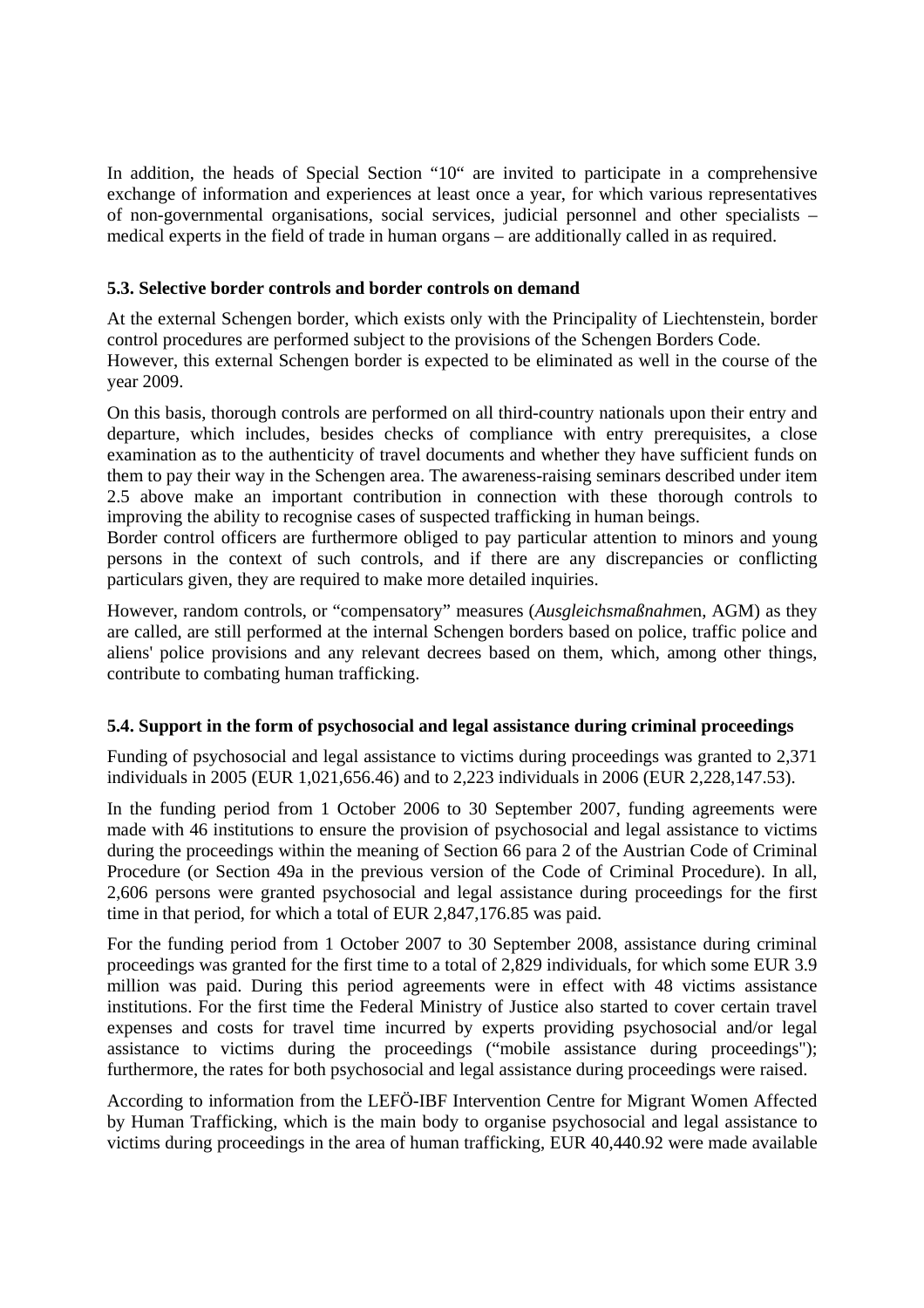In addition, the heads of Special Section "10" are invited to participate in a comprehensive exchange of information and experiences at least once a year, for which various representatives of non-governmental organisations, social services, judicial personnel and other specialists – medical experts in the field of trade in human organs – are additionally called in as required.

### 5.3. Selective border controls and border controls on demand

At the external Schengen border, which exists only with the Principality of Liechtenstein, border control procedures are performed subject to the provisions of the Schengen Borders Code. However, this external Schengen border is expected to be eliminated as well in the course of the year 2009.

On this basis, thorough controls are performed on all third-country nationals upon their entry and departure, which includes, besides checks of compliance with entry prerequisites, a close examination as to the authenticity of travel documents and whether they have sufficient funds on them to pay their way in the Schengen area. The awareness-raising seminars described under item 2.5 above make an important contribution in connection with these thorough controls to improving the ability to recognise cases of suspected trafficking in human beings.
Border control officers are furthermore obliged to pay particular attention to minors and young persons in the context of such controls, and if there are any discrepancies or conflicting particulars given, they are required to make more detailed inquiries.

However, random controls, or "compensatory" measures (*Ausgleichsmaßnahme*n, AGM) as they are called, are still performed at the internal Schengen borders based on police, traffic police and aliens' police provisions and any relevant decrees based on them, which, among other things, contribute to combating human trafficking.

### 5.4. Support in the form of psychosocial and legal assistance during criminal proceedings

Funding of psychosocial and legal assistance to victims during proceedings was granted to 2,371 individuals in 2005 (EUR 1,021,656.46) and to 2,223 individuals in 2006 (EUR 2,228,147.53).

In the funding period from 1 October 2006 to 30 September 2007, funding agreements were made with 46 institutions to ensure the provision of psychosocial and legal assistance to victims during the proceedings within the meaning of Section 66 para 2 of the Austrian Code of Criminal Procedure (or Section 49a in the previous version of the Code of Criminal Procedure). In all, 2,606 persons were granted psychosocial and legal assistance during proceedings for the first time in that period, for which a total of EUR 2,847,176.85 was paid.

For the funding period from 1 October 2007 to 30 September 2008, assistance during criminal proceedings was granted for the first time to a total of 2,829 individuals, for which some EUR 3.9 million was paid. During this period agreements were in effect with 48 victims assistance institutions. For the first time the Federal Ministry of Justice also started to cover certain travel expenses and costs for travel time incurred by experts providing psychosocial and/or legal assistance to victims during the proceedings ("mobile assistance during proceedings"); furthermore, the rates for both psychosocial and legal assistance during proceedings were raised.

According to information from the LEFÖ-IBF Intervention Centre for Migrant Women Affected by Human Trafficking, which is the main body to organise psychosocial and legal assistance to victims during proceedings in the area of human trafficking, EUR 40,440.92 were made available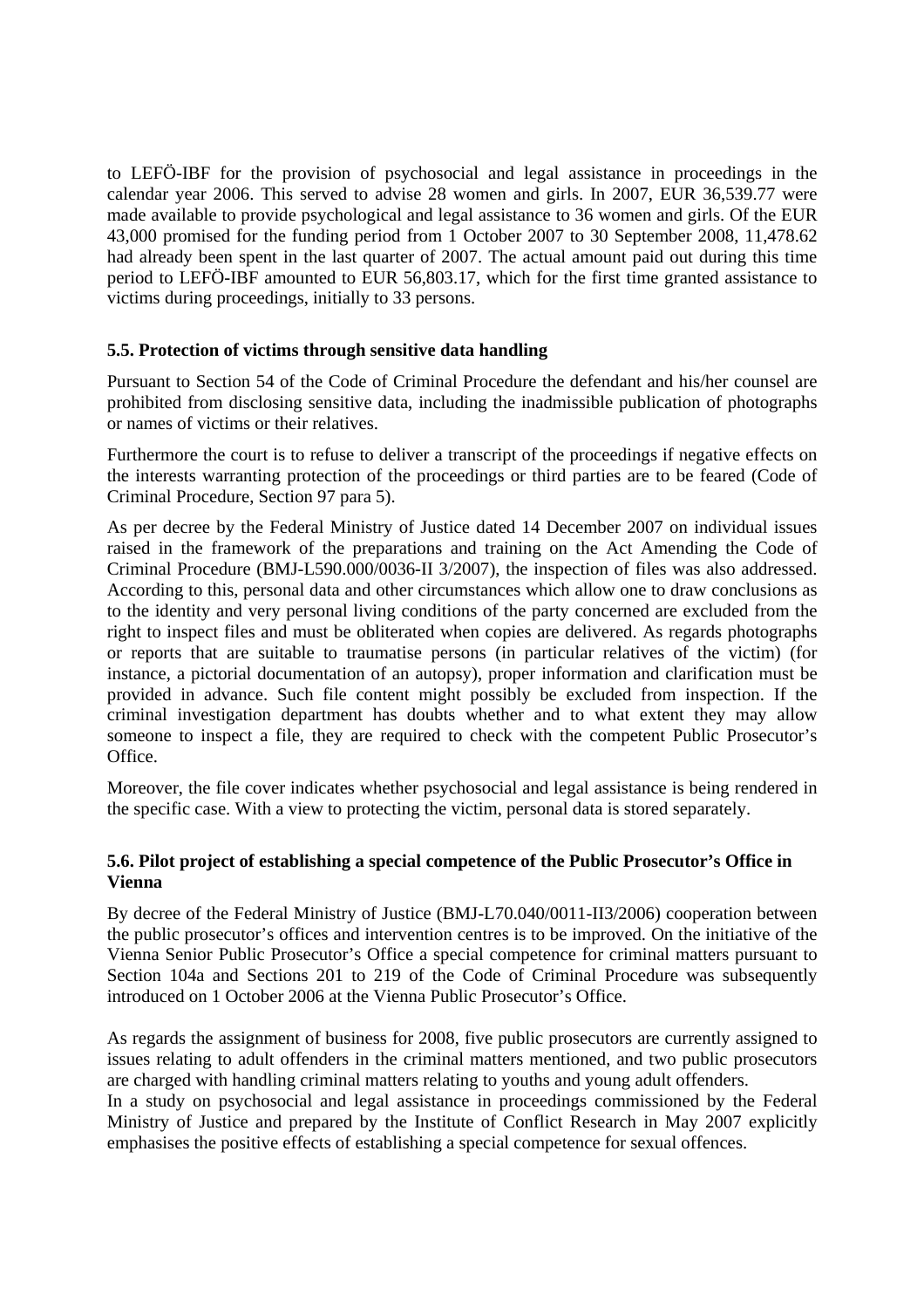to LEFÖ-IBF for the provision of psychosocial and legal assistance in proceedings in the calendar year 2006. This served to advise 28 women and girls. In 2007, EUR 36,539.77 were made available to provide psychological and legal assistance to 36 women and girls. Of the EUR 43,000 promised for the funding period from 1 October 2007 to 30 September 2008, 11,478.62 had already been spent in the last quarter of 2007. The actual amount paid out during this time period to LEFÖ-IBF amounted to EUR 56,803.17, which for the first time granted assistance to victims during proceedings, initially to 33 persons.

### 5.5. Protection of victims through sensitive data handling

Pursuant to Section 54 of the Code of Criminal Procedure the defendant and his/her counsel are prohibited from disclosing sensitive data, including the inadmissible publication of photographs or names of victims or their relatives.

Furthermore the court is to refuse to deliver a transcript of the proceedings if negative effects on the interests warranting protection of the proceedings or third parties are to be feared (Code of Criminal Procedure, Section 97 para 5).

As per decree by the Federal Ministry of Justice dated 14 December 2007 on individual issues raised in the framework of the preparations and training on the Act Amending the Code of Criminal Procedure (BMJ-L590.000/0036-II 3/2007), the inspection of files was also addressed. According to this, personal data and other circumstances which allow one to draw conclusions as to the identity and very personal living conditions of the party concerned are excluded from the right to inspect files and must be obliterated when copies are delivered. As regards photographs or reports that are suitable to traumatise persons (in particular relatives of the victim) (for instance, a pictorial documentation of an autopsy), proper information and clarification must be provided in advance. Such file content might possibly be excluded from inspection. If the criminal investigation department has doubts whether and to what extent they may allow someone to inspect a file, they are required to check with the competent Public Prosecutor's Office.

Moreover, the file cover indicates whether psychosocial and legal assistance is being rendered in the specific case. With a view to protecting the victim, personal data is stored separately.

### 5.6. Pilot project of establishing a special competence of the Public Prosecutor's Office in Vienna

By decree of the Federal Ministry of Justice (BMJ-L70.040/0011-II3/2006) cooperation between the public prosecutor's offices and intervention centres is to be improved. On the initiative of the Vienna Senior Public Prosecutor's Office a special competence for criminal matters pursuant to Section 104a and Sections 201 to 219 of the Code of Criminal Procedure was subsequently introduced on 1 October 2006 at the Vienna Public Prosecutor's Office.

As regards the assignment of business for 2008, five public prosecutors are currently assigned to issues relating to adult offenders in the criminal matters mentioned, and two public prosecutors are charged with handling criminal matters relating to youths and young adult offenders.
In a study on psychosocial and legal assistance in proceedings commissioned by the Federal Ministry of Justice and prepared by the Institute of Conflict Research in May 2007 explicitly emphasises the positive effects of establishing a special competence for sexual offences.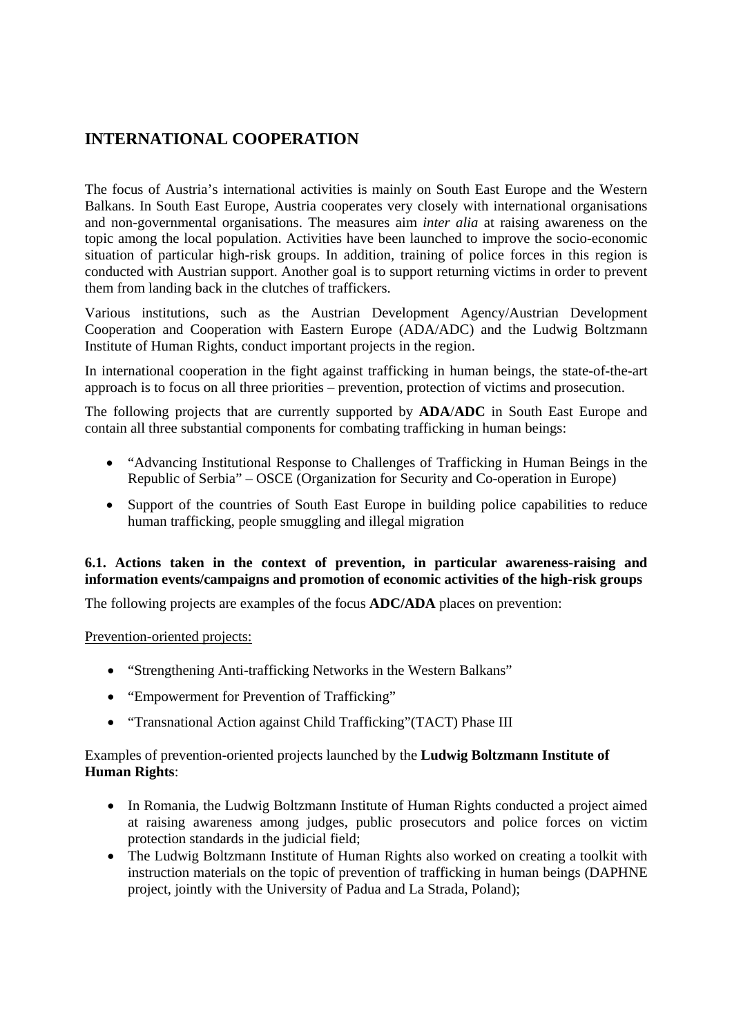# INTERNATIONAL COOPERATION

The focus of Austria's international activities is mainly on South East Europe and the Western Balkans. In South East Europe, Austria cooperates very closely with international organisations and non-governmental organisations. The measures aim *inter alia* at raising awareness on the topic among the local population. Activities have been launched to improve the socio-economic situation of particular high-risk groups. In addition, training of police forces in this region is conducted with Austrian support. Another goal is to support returning victims in order to prevent them from landing back in the clutches of traffickers.

Various institutions, such as the Austrian Development Agency/Austrian Development Cooperation and Cooperation with Eastern Europe (ADA/ADC) and the Ludwig Boltzmann Institute of Human Rights, conduct important projects in the region.

In international cooperation in the fight against trafficking in human beings, the state-of-the-art approach is to focus on all three priorities – prevention, protection of victims and prosecution.

The following projects that are currently supported by **ADA**/**ADC** in South East Europe and contain all three substantial components for combating trafficking in human beings:

- "Advancing Institutional Response to Challenges of Trafficking in Human Beings in the Republic of Serbia" – OSCE (Organization for Security and Co-operation in Europe)
- Support of the countries of South East Europe in building police capabilities to reduce human trafficking, people smuggling and illegal migration

### 6.1. Actions taken in the context of prevention, in particular awareness-raising and information events/campaigns and promotion of economic activities of the high-risk groups

The following projects are examples of the focus **ADC/ADA** places on prevention:

<u>Prevention-oriented projects:</u>

- "Strengthening Anti-trafficking Networks in the Western Balkans"
- "Empowerment for Prevention of Trafficking"
- "Transnational Action against Child Trafficking"(TACT) Phase III

Examples of prevention-oriented projects launched by the **Ludwig Boltzmann Institute of Human Rights**:

- In Romania, the Ludwig Boltzmann Institute of Human Rights conducted a project aimed at raising awareness among judges, public prosecutors and police forces on victim protection standards in the judicial field;
- The Ludwig Boltzmann Institute of Human Rights also worked on creating a toolkit with instruction materials on the topic of prevention of trafficking in human beings (DAPHNE project, jointly with the University of Padua and La Strada, Poland);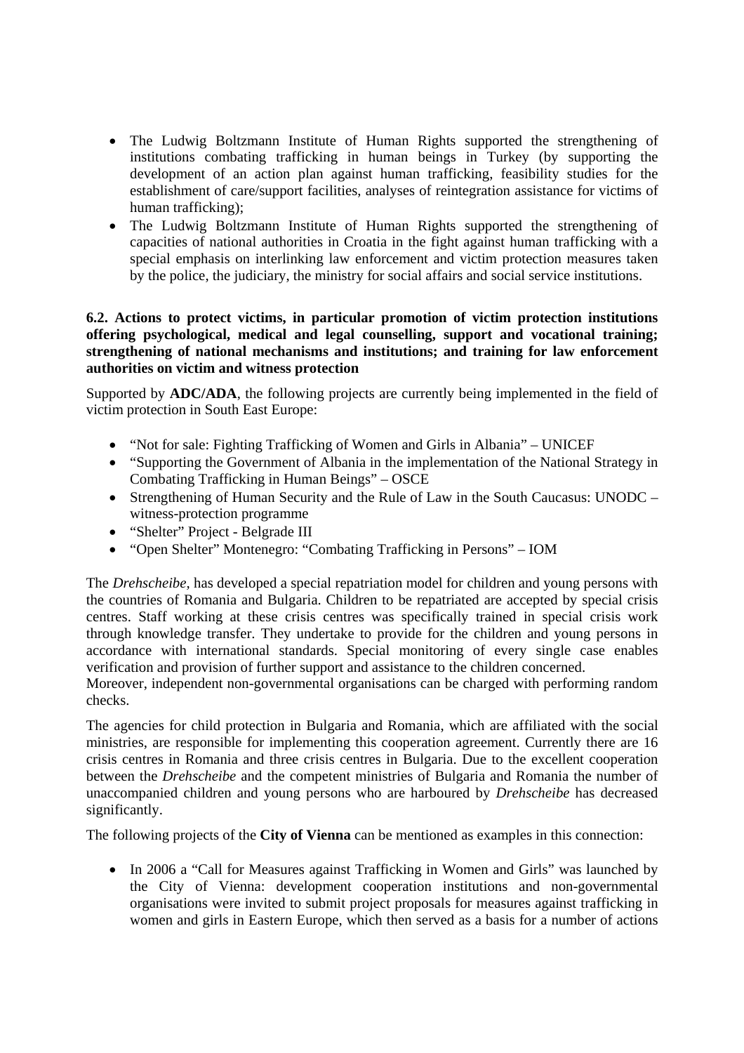- The Ludwig Boltzmann Institute of Human Rights supported the strengthening of institutions combating trafficking in human beings in Turkey (by supporting the development of an action plan against human trafficking, feasibility studies for the establishment of care/support facilities, analyses of reintegration assistance for victims of human trafficking);
- The Ludwig Boltzmann Institute of Human Rights supported the strengthening of capacities of national authorities in Croatia in the fight against human trafficking with a special emphasis on interlinking law enforcement and victim protection measures taken by the police, the judiciary, the ministry for social affairs and social service institutions.

**6.2. Actions to protect victims, in particular promotion of victim protection institutions offering psychological, medical and legal counselling, support and vocational training; strengthening of national mechanisms and institutions; and training for law enforcement authorities on victim and witness protection**

Supported by **ADC/ADA**, the following projects are currently being implemented in the field of victim protection in South East Europe:

- "Not for sale: Fighting Trafficking of Women and Girls in Albania" – UNICEF
- "Supporting the Government of Albania in the implementation of the National Strategy in Combating Trafficking in Human Beings" – OSCE
- Strengthening of Human Security and the Rule of Law in the South Caucasus: UNODC – witness-protection programme
- "Shelter" Project - Belgrade III
- "Open Shelter" Montenegro: "Combating Trafficking in Persons" – IOM

The *Drehscheibe*, has developed a special repatriation model for children and young persons with the countries of Romania and Bulgaria. Children to be repatriated are accepted by special crisis centres. Staff working at these crisis centres was specifically trained in special crisis work through knowledge transfer. They undertake to provide for the children and young persons in accordance with international standards. Special monitoring of every single case enables verification and provision of further support and assistance to the children concerned.
Moreover, independent non-governmental organisations can be charged with performing random checks.

The agencies for child protection in Bulgaria and Romania, which are affiliated with the social ministries, are responsible for implementing this cooperation agreement. Currently there are 16 crisis centres in Romania and three crisis centres in Bulgaria. Due to the excellent cooperation between the *Drehscheibe* and the competent ministries of Bulgaria and Romania the number of unaccompanied children and young persons who are harboured by *Drehscheibe* has decreased significantly.

The following projects of the **City of Vienna** can be mentioned as examples in this connection:

- In 2006 a "Call for Measures against Trafficking in Women and Girls" was launched by the City of Vienna: development cooperation institutions and non-governmental organisations were invited to submit project proposals for measures against trafficking in women and girls in Eastern Europe, which then served as a basis for a number of actions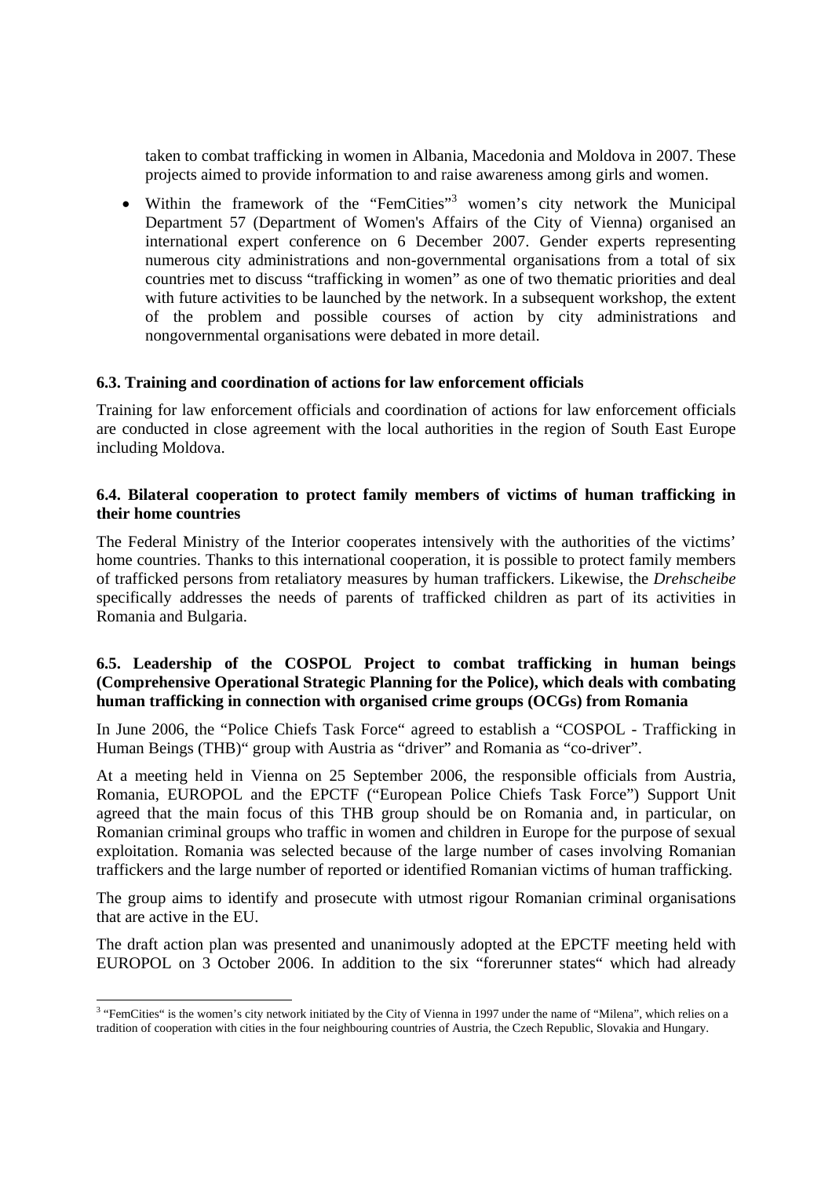taken to combat trafficking in women in Albania, Macedonia and Moldova in 2007. These projects aimed to provide information to and raise awareness among girls and women.

- Within the framework of the "FemCities"[3] women's city network the Municipal Department 57 (Department of Women's Affairs of the City of Vienna) organised an international expert conference on 6 December 2007. Gender experts representing numerous city administrations and non-governmental organisations from a total of six countries met to discuss "trafficking in women" as one of two thematic priorities and deal with future activities to be launched by the network. In a subsequent workshop, the extent of the problem and possible courses of action by city administrations and nongovernmental organisations were debated in more detail.

### 6.3. Training and coordination of actions for law enforcement officials

Training for law enforcement officials and coordination of actions for law enforcement officials are conducted in close agreement with the local authorities in the region of South East Europe including Moldova.

### 6.4. Bilateral cooperation to protect family members of victims of human trafficking in their home countries

The Federal Ministry of the Interior cooperates intensively with the authorities of the victims' home countries. Thanks to this international cooperation, it is possible to protect family members of trafficked persons from retaliatory measures by human traffickers. Likewise, the *Drehscheibe* specifically addresses the needs of parents of trafficked children as part of its activities in Romania and Bulgaria.

### 6.5. Leadership of the COSPOL Project to combat trafficking in human beings (Comprehensive Operational Strategic Planning for the Police), which deals with combating human trafficking in connection with organised crime groups (OCGs) from Romania

In June 2006, the "Police Chiefs Task Force" agreed to establish a "COSPOL - Trafficking in Human Beings (THB)" group with Austria as "driver" and Romania as "co-driver".

At a meeting held in Vienna on 25 September 2006, the responsible officials from Austria, Romania, EUROPOL and the EPCTF ("European Police Chiefs Task Force") Support Unit agreed that the main focus of this THB group should be on Romania and, in particular, on Romanian criminal groups who traffic in women and children in Europe for the purpose of sexual exploitation. Romania was selected because of the large number of cases involving Romanian traffickers and the large number of reported or identified Romanian victims of human trafficking.

The group aims to identify and prosecute with utmost rigour Romanian criminal organisations that are active in the EU.

The draft action plan was presented and unanimously adopted at the EPCTF meeting held with EUROPOL on 3 October 2006. In addition to the six "forerunner states" which had already

---

[3] "FemCities" is the women's city network initiated by the City of Vienna in 1997 under the name of "Milena", which relies on a tradition of cooperation with cities in the four neighbouring countries of Austria, the Czech Republic, Slovakia and Hungary.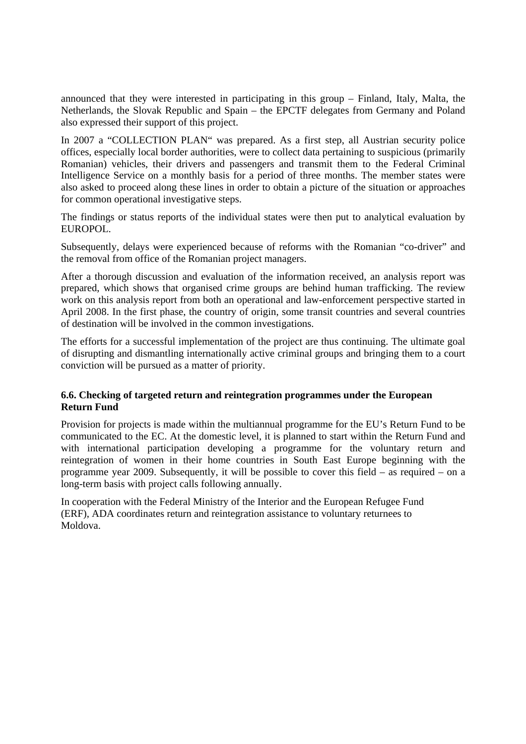announced that they were interested in participating in this group – Finland, Italy, Malta, the Netherlands, the Slovak Republic and Spain – the EPCTF delegates from Germany and Poland also expressed their support of this project.

In 2007 a "COLLECTION PLAN" was prepared. As a first step, all Austrian security police offices, especially local border authorities, were to collect data pertaining to suspicious (primarily Romanian) vehicles, their drivers and passengers and transmit them to the Federal Criminal Intelligence Service on a monthly basis for a period of three months. The member states were also asked to proceed along these lines in order to obtain a picture of the situation or approaches for common operational investigative steps.

The findings or status reports of the individual states were then put to analytical evaluation by EUROPOL.

Subsequently, delays were experienced because of reforms with the Romanian "co-driver" and the removal from office of the Romanian project managers.

After a thorough discussion and evaluation of the information received, an analysis report was prepared, which shows that organised crime groups are behind human trafficking. The review work on this analysis report from both an operational and law-enforcement perspective started in April 2008. In the first phase, the country of origin, some transit countries and several countries of destination will be involved in the common investigations.

The efforts for a successful implementation of the project are thus continuing. The ultimate goal of disrupting and dismantling internationally active criminal groups and bringing them to a court conviction will be pursued as a matter of priority.

### 6.6. Checking of targeted return and reintegration programmes under the European Return Fund

Provision for projects is made within the multiannual programme for the EU's Return Fund to be communicated to the EC. At the domestic level, it is planned to start within the Return Fund and with international participation developing a programme for the voluntary return and reintegration of women in their home countries in South East Europe beginning with the programme year 2009. Subsequently, it will be possible to cover this field – as required – on a long-term basis with project calls following annually.

In cooperation with the Federal Ministry of the Interior and the European Refugee Fund (ERF), ADA coordinates return and reintegration assistance to voluntary returnees to Moldova.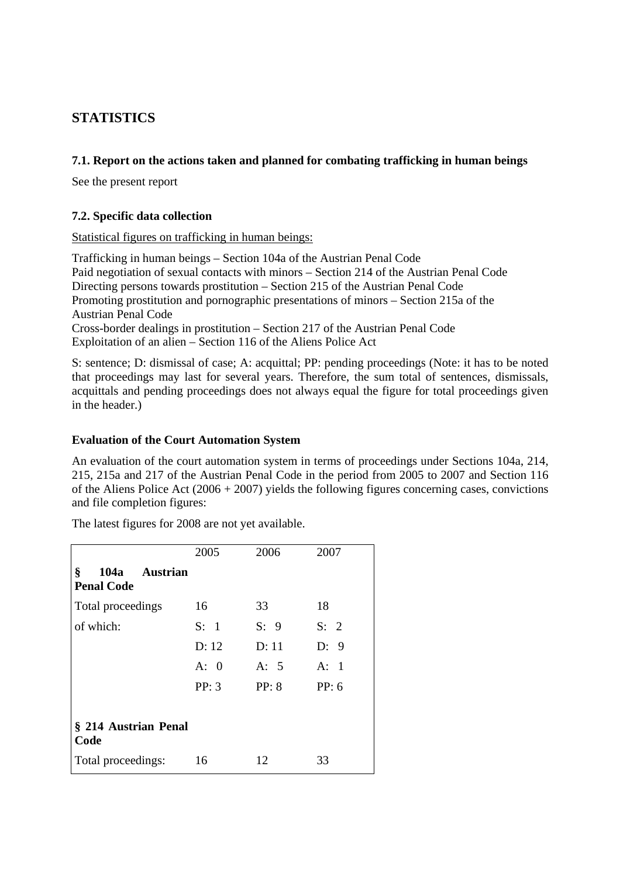## STATISTICS

### 7.1. Report on the actions taken and planned for combating trafficking in human beings

See the present report

### 7.2. Specific data collection

Statistical figures on trafficking in human beings:

Trafficking in human beings – Section 104a of the Austrian Penal Code
Paid negotiation of sexual contacts with minors – Section 214 of the Austrian Penal Code
Directing persons towards prostitution – Section 215 of the Austrian Penal Code
Promoting prostitution and pornographic presentations of minors – Section 215a of the Austrian Penal Code
Cross-border dealings in prostitution – Section 217 of the Austrian Penal Code
Exploitation of an alien – Section 116 of the Aliens Police Act

S: sentence; D: dismissal of case; A: acquittal; PP: pending proceedings (Note: it has to be noted that proceedings may last for several years. Therefore, the sum total of sentences, dismissals, acquittals and pending proceedings does not always equal the figure for total proceedings given in the header.)

**Evaluation of the Court Automation System**

An evaluation of the court automation system in terms of proceedings under Sections 104a, 214, 215, 215a and 217 of the Austrian Penal Code in the period from 2005 to 2007 and Section 116 of the Aliens Police Act (2006 + 2007) yields the following figures concerning cases, convictions and file completion figures:

The latest figures for 2008 are not yet available.

| | 2005 | 2006 | 2007 |
|---|---|---|---|
| **§ 104a Austrian Penal Code** | | | |
| Total proceedings | 16 | 33 | 18 |
| of which: | S: 1 | S: 9 | S: 2 |
| | D: 12 | D: 11 | D: 9 |
| | A: 0 | A: 5 | A: 1 |
| | PP: 3 | PP: 8 | PP: 6 |
| **§ 214 Austrian Penal Code** | | | |
| Total proceedings: | 16 | 12 | 33 |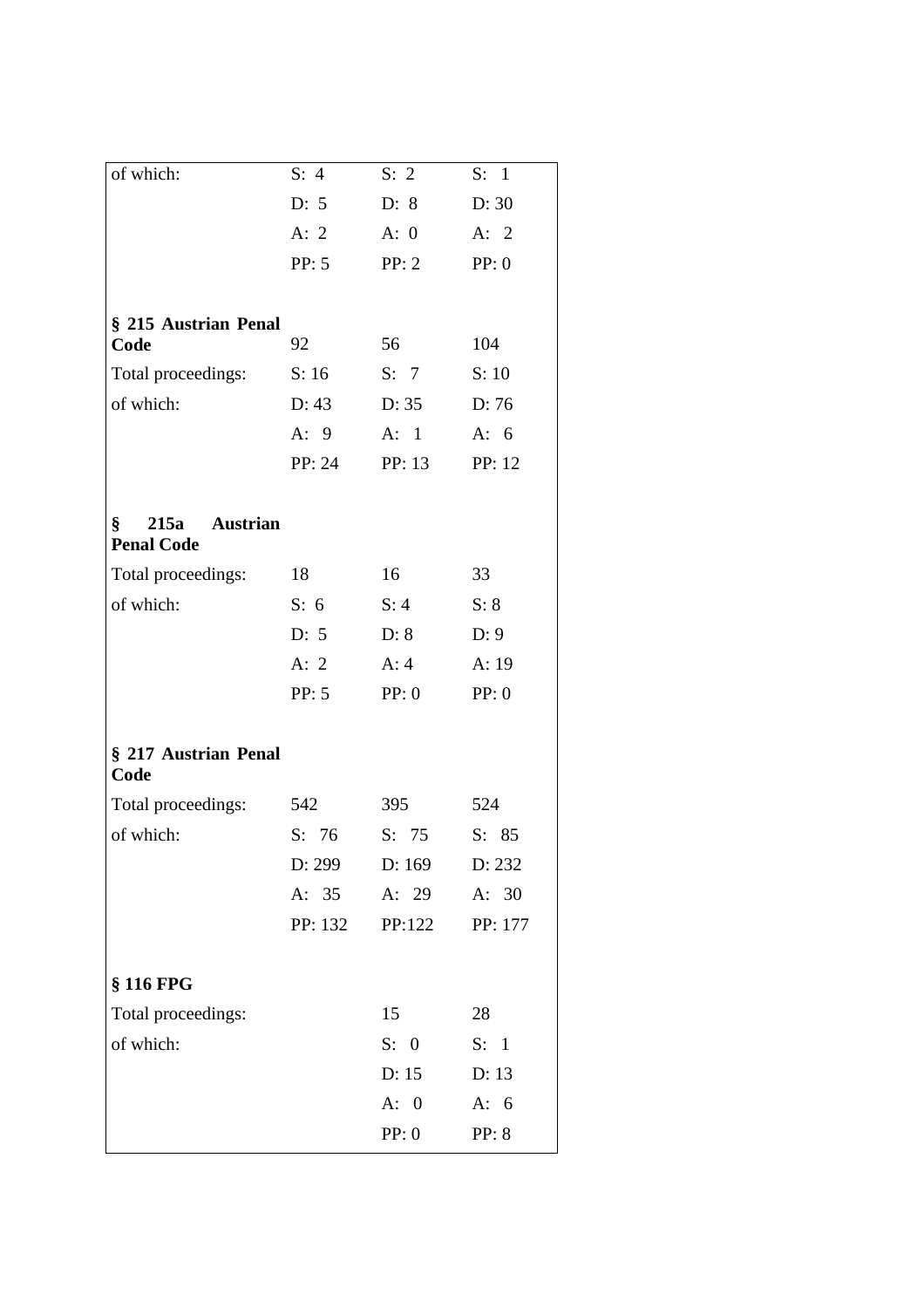| | | | |
|---|---|---|---|
| of which: | S: 4 | S: 2 | S: 1 |
| | D: 5 | D: 8 | D: 30 |
| | A: 2 | A: 0 | A: 2 |
| | PP: 5 | PP: 2 | PP: 0 |
| **§ 215 Austrian Penal Code** | 92 | 56 | 104 |
| Total proceedings: | S: 16 | S: 7 | S: 10 |
| of which: | D: 43 | D: 35 | D: 76 |
| | A: 9 | A: 1 | A: 6 |
| | PP: 24 | PP: 13 | PP: 12 |
| **§ 215a Austrian Penal Code** | | | |
| Total proceedings: | 18 | 16 | 33 |
| of which: | S: 6 | S: 4 | S: 8 |
| | D: 5 | D: 8 | D: 9 |
| | A: 2 | A: 4 | A: 19 |
| | PP: 5 | PP: 0 | PP: 0 |
| **§ 217 Austrian Penal Code** | | | |
| Total proceedings: | 542 | 395 | 524 |
| of which: | S: 76 | S: 75 | S: 85 |
| | D: 299 | D: 169 | D: 232 |
| | A: 35 | A: 29 | A: 30 |
| | PP: 132 | PP:122 | PP: 177 |
| **§ 116 FPG** | | | |
| Total proceedings: | | 15 | 28 |
| of which: | | S: 0 | S: 1 |
| | | D: 15 | D: 13 |
| | | A: 0 | A: 6 |
| | | PP: 0 | PP: 8 |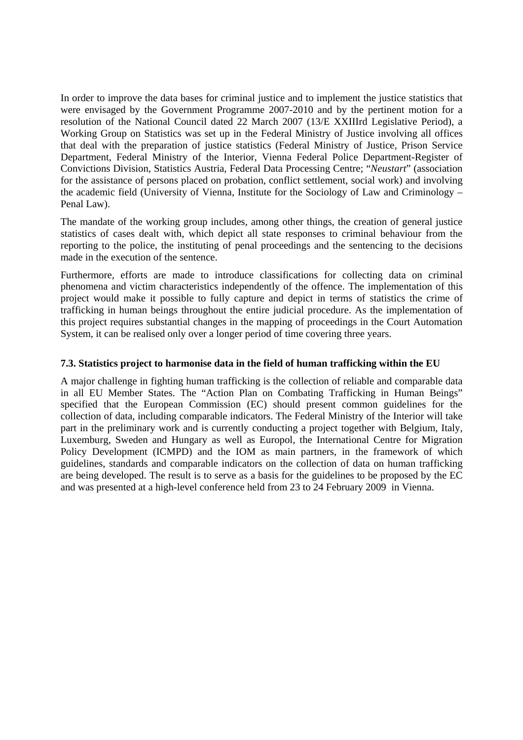In order to improve the data bases for criminal justice and to implement the justice statistics that were envisaged by the Government Programme 2007-2010 and by the pertinent motion for a resolution of the National Council dated 22 March 2007 (13/E XXIIIrd Legislative Period), a Working Group on Statistics was set up in the Federal Ministry of Justice involving all offices that deal with the preparation of justice statistics (Federal Ministry of Justice, Prison Service Department, Federal Ministry of the Interior, Vienna Federal Police Department-Register of Convictions Division, Statistics Austria, Federal Data Processing Centre; "*Neustart*" (association for the assistance of persons placed on probation, conflict settlement, social work) and involving the academic field (University of Vienna, Institute for the Sociology of Law and Criminology – Penal Law).

The mandate of the working group includes, among other things, the creation of general justice statistics of cases dealt with, which depict all state responses to criminal behaviour from the reporting to the police, the instituting of penal proceedings and the sentencing to the decisions made in the execution of the sentence.

Furthermore, efforts are made to introduce classifications for collecting data on criminal phenomena and victim characteristics independently of the offence. The implementation of this project would make it possible to fully capture and depict in terms of statistics the crime of trafficking in human beings throughout the entire judicial procedure. As the implementation of this project requires substantial changes in the mapping of proceedings in the Court Automation System, it can be realised only over a longer period of time covering three years.

### 7.3. Statistics project to harmonise data in the field of human trafficking within the EU

A major challenge in fighting human trafficking is the collection of reliable and comparable data in all EU Member States. The "Action Plan on Combating Trafficking in Human Beings" specified that the European Commission (EC) should present common guidelines for the collection of data, including comparable indicators. The Federal Ministry of the Interior will take part in the preliminary work and is currently conducting a project together with Belgium, Italy, Luxemburg, Sweden and Hungary as well as Europol, the International Centre for Migration Policy Development (ICMPD) and the IOM as main partners, in the framework of which guidelines, standards and comparable indicators on the collection of data on human trafficking are being developed. The result is to serve as a basis for the guidelines to be proposed by the EC and was presented at a high-level conference held from 23 to 24 February 2009 in Vienna.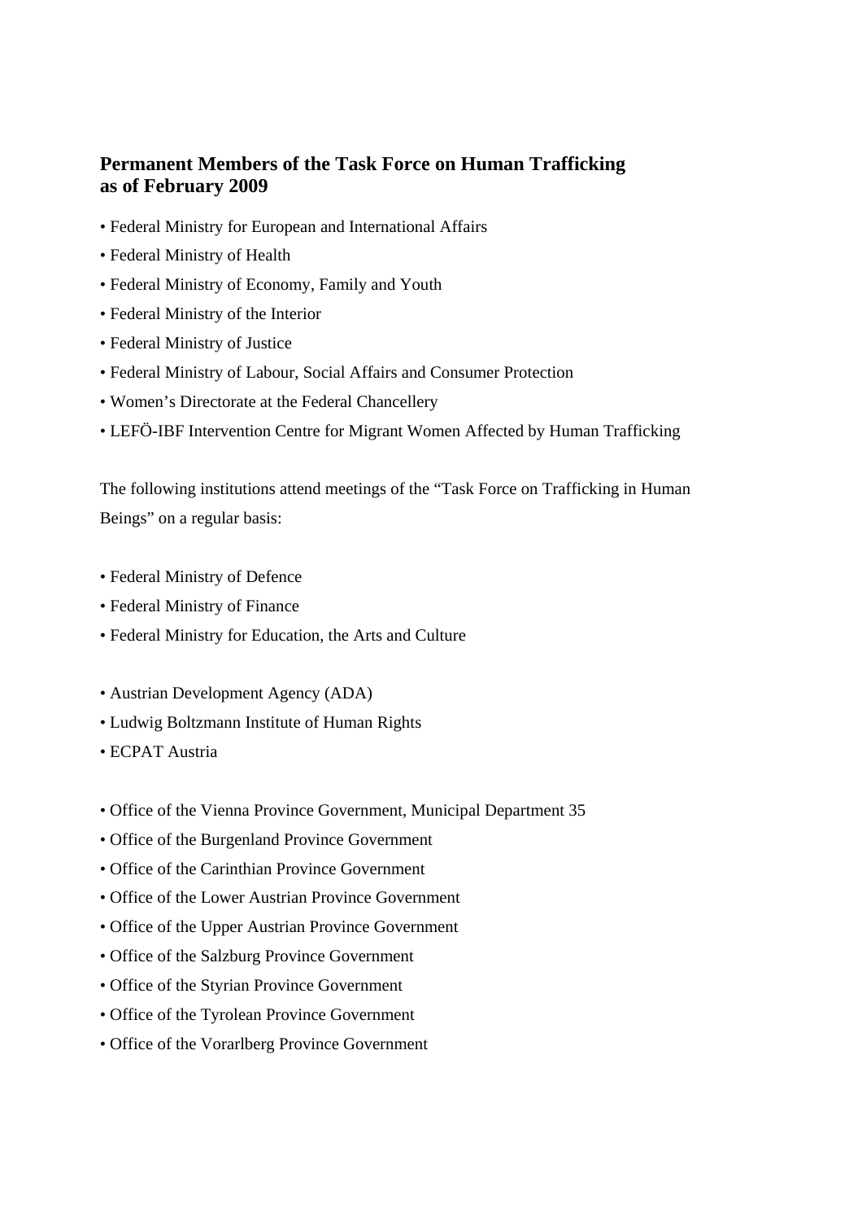## Permanent Members of the Task Force on Human Trafficking as of February 2009

- Federal Ministry for European and International Affairs
- Federal Ministry of Health
- Federal Ministry of Economy, Family and Youth
- Federal Ministry of the Interior
- Federal Ministry of Justice
- Federal Ministry of Labour, Social Affairs and Consumer Protection
- Women's Directorate at the Federal Chancellery
- LEFÖ-IBF Intervention Centre for Migrant Women Affected by Human Trafficking

The following institutions attend meetings of the "Task Force on Trafficking in Human Beings" on a regular basis:

- Federal Ministry of Defence
- Federal Ministry of Finance
- Federal Ministry for Education, the Arts and Culture

- Austrian Development Agency (ADA)
- Ludwig Boltzmann Institute of Human Rights
- ECPAT Austria

- Office of the Vienna Province Government, Municipal Department 35
- Office of the Burgenland Province Government
- Office of the Carinthian Province Government
- Office of the Lower Austrian Province Government
- Office of the Upper Austrian Province Government
- Office of the Salzburg Province Government
- Office of the Styrian Province Government
- Office of the Tyrolean Province Government
- Office of the Vorarlberg Province Government